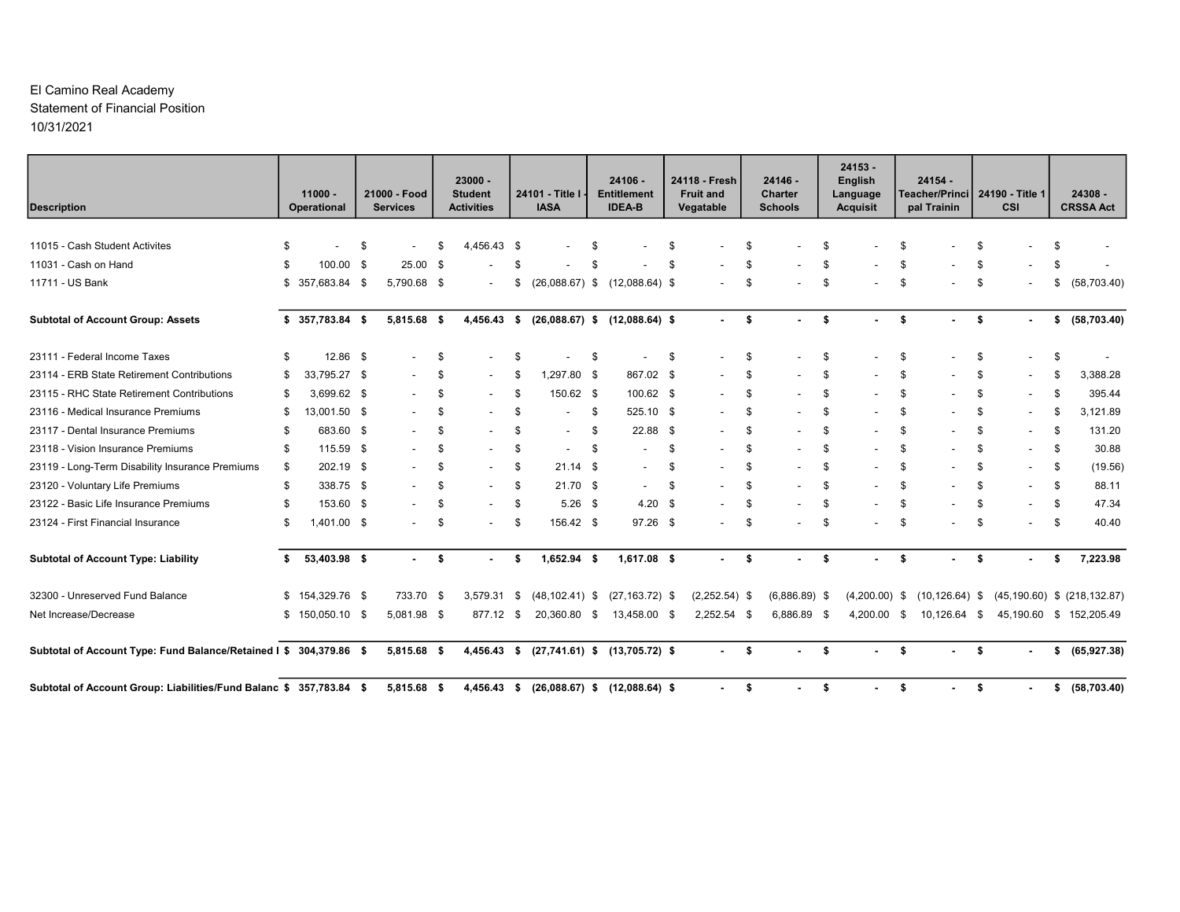El Camino Real Academy
Statement of Financial Position
10/31/2021

| Description | 11000 - Operational | 21000 - Food Services | 23000 - Student Activities | 24101 - Title I - IASA | 24106 - Entitlement IDEA-B | 24118 - Fresh Fruit and Vegatable | 24146 - Charter Schools | 24153 - English Language Acquisit | 24154 - Teacher/Principal Trainin | 24190 - Title 1 CSI | 24308 - CRSSA Act |
|---|---|---|---|---|---|---|---|---|---|---|---|
| 11015 - Cash Student Activites | $ - | $ - | $ 4,456.43 | $ - | $ - | $ - | $ - | $ - | $ - | $ - | $ - |
| 11031 - Cash on Hand | $ 100.00 | $ 25.00 | $ - | $ - | $ - | $ - | $ - | $ - | $ - | $ - | $ - |
| 11711 - US Bank | $ 357,683.84 | $ 5,790.68 | $ - | $ (26,088.67) | $ (12,088.64) | $ - | $ - | $ - | $ - | $ - | $ (58,703.40) |
| **Subtotal of Account Group: Assets** | **$ 357,783.84** | **$ 5,815.68** | **$ 4,456.43** | **$ (26,088.67)** | **$ (12,088.64)** | **$ -** | **$ -** | **$ -** | **$ -** | **$ -** | **$ (58,703.40)** |
| 23111 - Federal Income Taxes | $ 12.86 | $ - | $ - | $ - | $ - | $ - | $ - | $ - | $ - | $ - | $ - |
| 23114 - ERB State Retirement Contributions | $ 33,795.27 | $ - | $ - | $ 1,297.80 | $ 867.02 | $ - | $ - | $ - | $ - | $ - | $ 3,388.28 |
| 23115 - RHC State Retirement Contributions | $ 3,699.62 | $ - | $ - | $ 150.62 | $ 100.62 | $ - | $ - | $ - | $ - | $ - | $ 395.44 |
| 23116 - Medical Insurance Premiums | $ 13,001.50 | $ - | $ - | $ - | $ 525.10 | $ - | $ - | $ - | $ - | $ - | $ 3,121.89 |
| 23117 - Dental Insurance Premiums | $ 683.60 | $ - | $ - | $ - | $ 22.88 | $ - | $ - | $ - | $ - | $ - | $ 131.20 |
| 23118 - Vision Insurance Premiums | $ 115.59 | $ - | $ - | $ - | $ - | $ - | $ - | $ - | $ - | $ - | $ 30.88 |
| 23119 - Long-Term Disability Insurance Premiums | $ 202.19 | $ - | $ - | $ 21.14 | $ - | $ - | $ - | $ - | $ - | $ - | $ (19.56) |
| 23120 - Voluntary Life Premiums | $ 338.75 | $ - | $ - | $ 21.70 | $ - | $ - | $ - | $ - | $ - | $ - | $ 88.11 |
| 23122 - Basic Life Insurance Premiums | $ 153.60 | $ - | $ - | $ 5.26 | $ 4.20 | $ - | $ - | $ - | $ - | $ - | $ 47.34 |
| 23124 - First Financial Insurance | $ 1,401.00 | $ - | $ - | $ 156.42 | $ 97.26 | $ - | $ - | $ - | $ - | $ - | $ 40.40 |
| **Subtotal of Account Type: Liability** | **$ 53,403.98** | **$ -** | **$ -** | **$ 1,652.94** | **$ 1,617.08** | **$ -** | **$ -** | **$ -** | **$ -** | **$ -** | **$ 7,223.98** |
| 32300 - Unreserved Fund Balance | $ 154,329.76 | $ 733.70 | $ 3,579.31 | $ (48,102.41) | $ (27,163.72) | $ (2,252.54) | $ (6,886.89) | $ (4,200.00) | $ (10,126.64) | $ (45,190.60) | $ (218,132.87) |
| Net Increase/Decrease | $ 150,050.10 | $ 5,081.98 | $ 877.12 | $ 20,360.80 | $ 13,458.00 | $ 2,252.54 | $ 6,886.89 | $ 4,200.00 | $ 10,126.64 | $ 45,190.60 | $ 152,205.49 |
| **Subtotal of Account Type: Fund Balance/Retained I** | **$ 304,379.86** | **$ 5,815.68** | **$ 4,456.43** | **$ (27,741.61)** | **$ (13,705.72)** | **$ -** | **$ -** | **$ -** | **$ -** | **$ -** | **$ (65,927.38)** |
| **Subtotal of Account Group: Liabilities/Fund Balanc** | **$ 357,783.84** | **$ 5,815.68** | **$ 4,456.43** | **$ (26,088.67)** | **$ (12,088.64)** | **$ -** | **$ -** | **$ -** | **$ -** | **$ -** | **$ (58,703.40)** |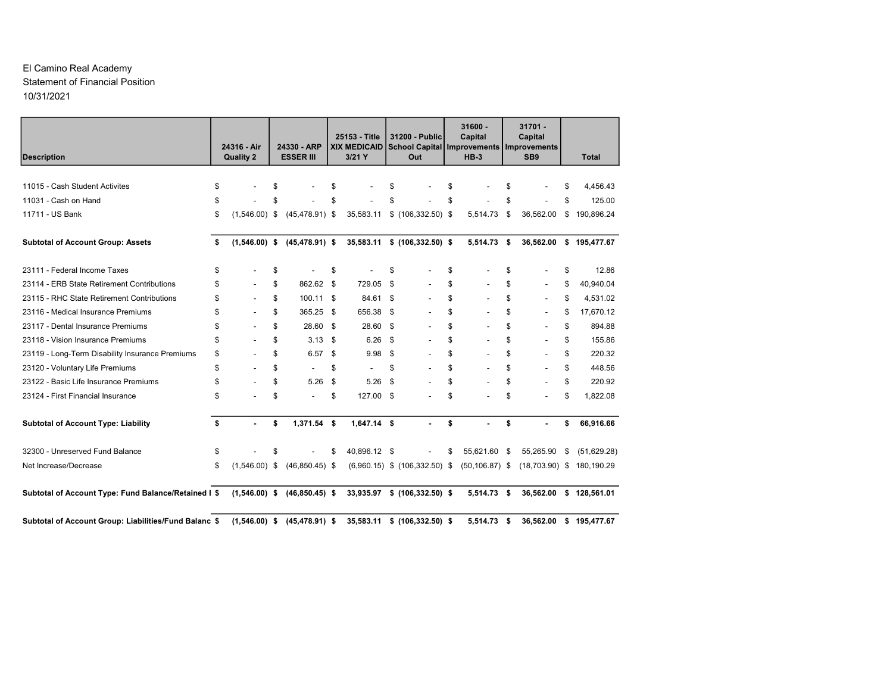El Camino Real Academy

Statement of Financial Position

10/31/2021

| Description | 24316 - Air Quality 2 | 24330 - ARP ESSER III | 25153 - Title XIX MEDICAID 3/21 Y | 31200 - Public School Capital Out | 31600 - Capital Improvements HB-3 | 31701 - Capital Improvements SB9 | Total |
|---|---|---|---|---|---|---|---|
| 11015 - Cash Student Activites | $ - | $ - | $ - | $ - | $ - | $ - | $ 4,456.43 |
| 11031 - Cash on Hand | $ - | $ - | $ - | $ - | $ - | $ - | $ 125.00 |
| 11711 - US Bank | $ (1,546.00) | $ (45,478.91) | $ 35,583.11 | $ (106,332.50) | $ 5,514.73 | $ 36,562.00 | $ 190,896.24 |
| **Subtotal of Account Group: Assets** | **$ (1,546.00)** | **$ (45,478.91)** | **$ 35,583.11** | **$ (106,332.50)** | **$ 5,514.73** | **$ 36,562.00** | **$ 195,477.67** |
| 23111 - Federal Income Taxes | $ - | $ - | $ - | $ - | $ - | $ - | $ 12.86 |
| 23114 - ERB State Retirement Contributions | $ - | $ 862.62 | $ 729.05 | $ - | $ - | $ - | $ 40,940.04 |
| 23115 - RHC State Retirement Contributions | $ - | $ 100.11 | $ 84.61 | $ - | $ - | $ - | $ 4,531.02 |
| 23116 - Medical Insurance Premiums | $ - | $ 365.25 | $ 656.38 | $ - | $ - | $ - | $ 17,670.12 |
| 23117 - Dental Insurance Premiums | $ - | $ 28.60 | $ 28.60 | $ - | $ - | $ - | $ 894.88 |
| 23118 - Vision Insurance Premiums | $ - | $ 3.13 | $ 6.26 | $ - | $ - | $ - | $ 155.86 |
| 23119 - Long-Term Disability Insurance Premiums | $ - | $ 6.57 | $ 9.98 | $ - | $ - | $ - | $ 220.32 |
| 23120 - Voluntary Life Premiums | $ - | $ - | $ - | $ - | $ - | $ - | $ 448.56 |
| 23122 - Basic Life Insurance Premiums | $ - | $ 5.26 | $ 5.26 | $ - | $ - | $ - | $ 220.92 |
| 23124 - First Financial Insurance | $ - | $ - | $ 127.00 | $ - | $ - | $ - | $ 1,822.08 |
| **Subtotal of Account Type: Liability** | **$ -** | **$ 1,371.54** | **$ 1,647.14** | **$ -** | **$ -** | **$ -** | **$ 66,916.66** |
| 32300 - Unreserved Fund Balance | $ - | $ - | $ 40,896.12 | $ - | $ 55,621.60 | $ 55,265.90 | $ (51,629.28) |
| Net Increase/Decrease | $ (1,546.00) | $ (46,850.45) | $ (6,960.15) | $ (106,332.50) | $ (50,106.87) | $ (18,703.90) | $ 180,190.29 |
| **Subtotal of Account Type: Fund Balance/Retained I** | **$ (1,546.00)** | **$ (46,850.45)** | **$ 33,935.97** | **$ (106,332.50)** | **$ 5,514.73** | **$ 36,562.00** | **$ 128,561.01** |
| **Subtotal of Account Group: Liabilities/Fund Balanc** | **$ (1,546.00)** | **$ (45,478.91)** | **$ 35,583.11** | **$ (106,332.50)** | **$ 5,514.73** | **$ 36,562.00** | **$ 195,477.67** |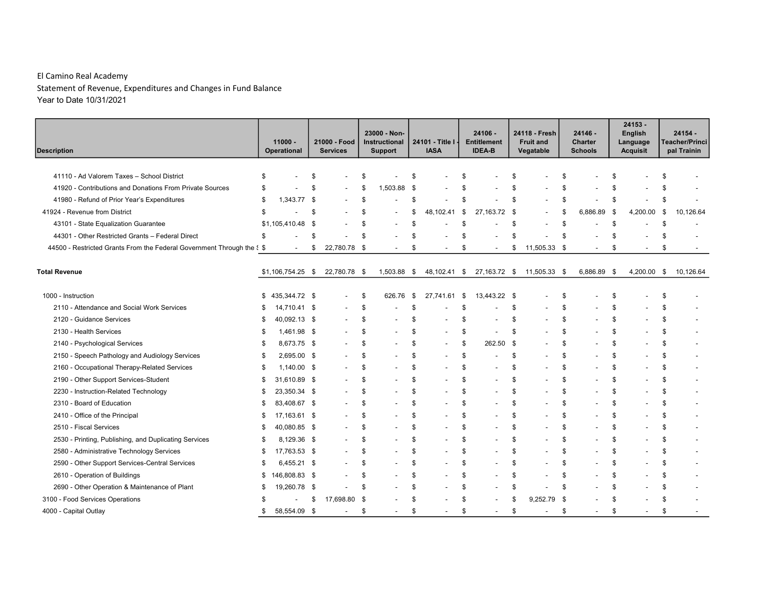El Camino Real Academy
Statement of Revenue, Expenditures and Changes in Fund Balance
Year to Date 10/31/2021

| Description | 11000 - Operational | 21000 - Food Services | 23000 - Non-Instructional Support | 24101 - Title I - IASA | 24106 - Entitlement IDEA-B | 24118 - Fresh Fruit and Vegatable | 24146 - Charter Schools | 24153 - English Language Acquisit | 24154 - Teacher/Principal Trainin |
|---|---|---|---|---|---|---|---|---|---|
| 41110 - Ad Valorem Taxes – School District | $ - | $ - | $ - | $ - | $ - | $ - | $ - | $ - | $ - |
| 41920 - Contributions and Donations From Private Sources | $ - | $ - | $ 1,503.88 | $ - | $ - | $ - | $ - | $ - | $ - |
| 41980 - Refund of Prior Year's Expenditures | $ 1,343.77 | $ - | $ - | $ - | $ - | $ - | $ - | $ - | $ - |
| 41924 - Revenue from District | $ - | $ - | $ - | $ 48,102.41 | $ 27,163.72 | $ - | $ 6,886.89 | $ 4,200.00 | $ 10,126.64 |
| 43101 - State Equalization Guarantee | $1,105,410.48 | $ - | $ - | $ - | $ - | $ - | $ - | $ - | $ - |
| 44301 - Other Restricted Grants – Federal Direct | $ - | $ - | $ - | $ - | $ - | $ - | $ - | $ - | $ - |
| 44500 - Restricted Grants From the Federal Government Through the S | $ - | $ 22,780.78 | $ - | $ - | $ - | $ 11,505.33 | $ - | $ - | $ - |
| **Total Revenue** | $1,106,754.25 | $ 22,780.78 | $ 1,503.88 | $ 48,102.41 | $ 27,163.72 | $ 11,505.33 | $ 6,886.89 | $ 4,200.00 | $ 10,126.64 |
| 1000 - Instruction | $ 435,344.72 | $ - | $ 626.76 | $ 27,741.61 | $ 13,443.22 | $ - | $ - | $ - | $ - |
| 2110 - Attendance and Social Work Services | $ 14,710.41 | $ - | $ - | $ - | $ - | $ - | $ - | $ - | $ - |
| 2120 - Guidance Services | $ 40,092.13 | $ - | $ - | $ - | $ - | $ - | $ - | $ - | $ - |
| 2130 - Health Services | $ 1,461.98 | $ - | $ - | $ - | $ - | $ - | $ - | $ - | $ - |
| 2140 - Psychological Services | $ 8,673.75 | $ - | $ - | $ - | $ 262.50 | $ - | $ - | $ - | $ - |
| 2150 - Speech Pathology and Audiology Services | $ 2,695.00 | $ - | $ - | $ - | $ - | $ - | $ - | $ - | $ - |
| 2160 - Occupational Therapy-Related Services | $ 1,140.00 | $ - | $ - | $ - | $ - | $ - | $ - | $ - | $ - |
| 2190 - Other Support Services-Student | $ 31,610.89 | $ - | $ - | $ - | $ - | $ - | $ - | $ - | $ - |
| 2230 - Instruction-Related Technology | $ 23,350.34 | $ - | $ - | $ - | $ - | $ - | $ - | $ - | $ - |
| 2310 - Board of Education | $ 83,408.67 | $ - | $ - | $ - | $ - | $ - | $ - | $ - | $ - |
| 2410 - Office of the Principal | $ 17,163.61 | $ - | $ - | $ - | $ - | $ - | $ - | $ - | $ - |
| 2510 - Fiscal Services | $ 40,080.85 | $ - | $ - | $ - | $ - | $ - | $ - | $ - | $ - |
| 2530 - Printing, Publishing, and Duplicating Services | $ 8,129.36 | $ - | $ - | $ - | $ - | $ - | $ - | $ - | $ - |
| 2580 - Administrative Technology Services | $ 17,763.53 | $ - | $ - | $ - | $ - | $ - | $ - | $ - | $ - |
| 2590 - Other Support Services-Central Services | $ 6,455.21 | $ - | $ - | $ - | $ - | $ - | $ - | $ - | $ - |
| 2610 - Operation of Buildings | $ 146,808.83 | $ - | $ - | $ - | $ - | $ - | $ - | $ - | $ - |
| 2690 - Other Operation & Maintenance of Plant | $ 19,260.78 | $ - | $ - | $ - | $ - | $ - | $ - | $ - | $ - |
| 3100 - Food Services Operations | $ - | $ 17,698.80 | $ - | $ - | $ - | $ 9,252.79 | $ - | $ - | $ - |
| 4000 - Capital Outlay | $ 58,554.09 | $ - | $ - | $ - | $ - | $ - | $ - | $ - | $ - |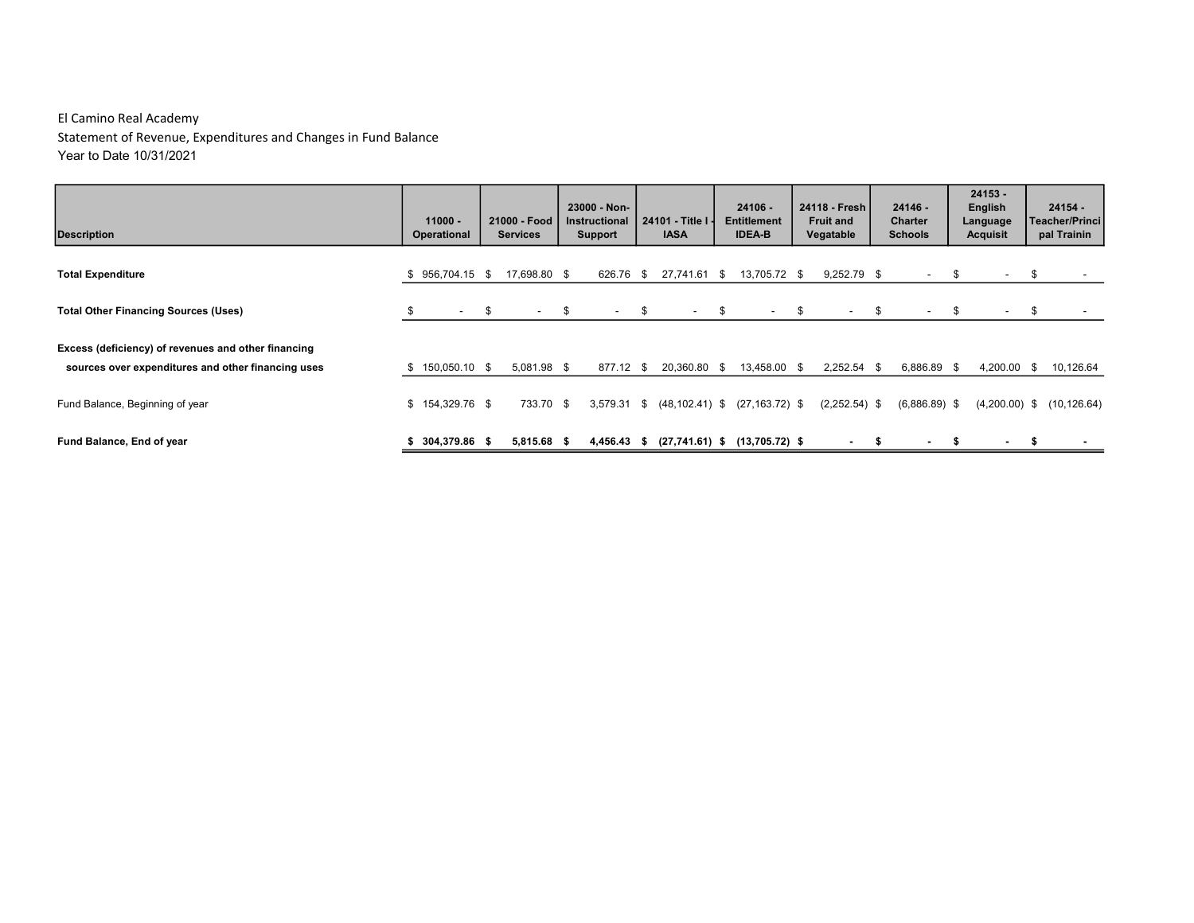El Camino Real Academy

Statement of Revenue, Expenditures and Changes in Fund Balance

Year to Date 10/31/2021

| Description | 11000 - Operational | 21000 - Food Services | 23000 - Non-Instructional Support | 24101 - Title I - IASA | 24106 - Entitlement IDEA-B | 24118 - Fresh Fruit and Vegatable | 24146 - Charter Schools | 24153 - English Language Acquisit | 24154 - Teacher/Principal Trainin |
|---|---|---|---|---|---|---|---|---|---|
| **Total Expenditure** | $ 956,704.15 | $ 17,698.80 | $ 626.76 | $ 27,741.61 | $ 13,705.72 | $ 9,252.79 | $ - | $ - | $ - |
| **Total Other Financing Sources (Uses)** | $ - | $ - | $ - | $ - | $ - | $ - | $ - | $ - | $ - |
| **Excess (deficiency) of revenues and other financing sources over expenditures and other financing uses** | $ 150,050.10 | $ 5,081.98 | $ 877.12 | $ 20,360.80 | $ 13,458.00 | $ 2,252.54 | $ 6,886.89 | $ 4,200.00 | $ 10,126.64 |
| Fund Balance, Beginning of year | $ 154,329.76 | $ 733.70 | $ 3,579.31 | $ (48,102.41) | $ (27,163.72) | $ (2,252.54) | $ (6,886.89) | $ (4,200.00) | $ (10,126.64) |
| **Fund Balance, End of year** | **$ 304,379.86** | **$ 5,815.68** | **$ 4,456.43** | **$ (27,741.61)** | **$ (13,705.72)** | **$ -** | **$ -** | **$ -** | **$ -** |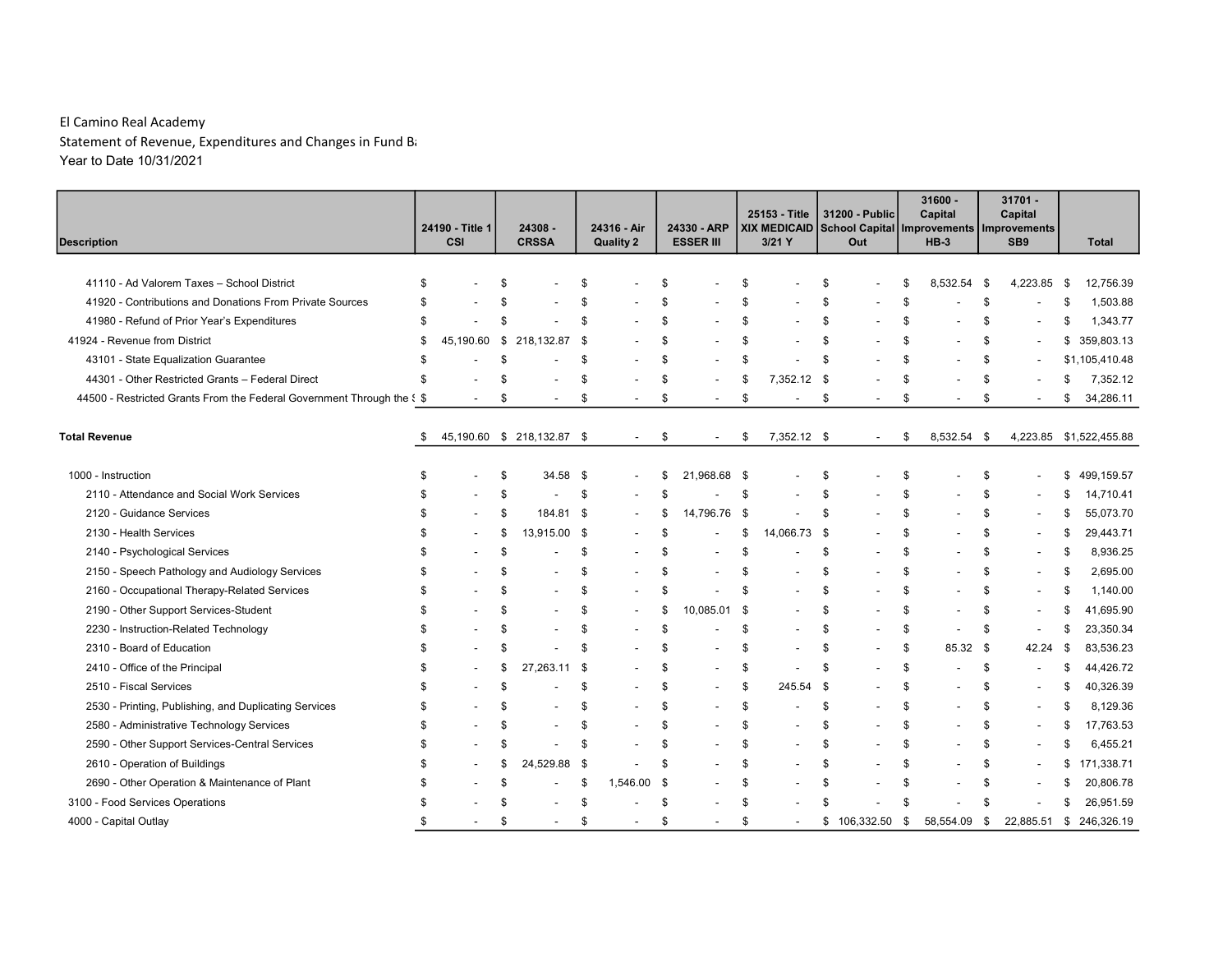El Camino Real Academy

Statement of Revenue, Expenditures and Changes in Fund Ba

Year to Date 10/31/2021

| Description | 24190 - Title 1 CSI | 24308 - CRSSA | 24316 - Air Quality 2 | 24330 - ARP ESSER III | 25153 - Title XIX MEDICAID 3/21 Y | 31200 - Public School Capital Out | 31600 - Capital Improvements HB-3 | 31701 - Capital Improvements SB9 | Total |
|---|---|---|---|---|---|---|---|---|---|
| 41110 - Ad Valorem Taxes – School District | $ - | $ - | $ - | $ - | $ - | $ - | $ 8,532.54 | $ 4,223.85 | $ 12,756.39 |
| 41920 - Contributions and Donations From Private Sources | $ - | $ - | $ - | $ - | $ - | $ - | $ - | $ - | $ 1,503.88 |
| 41980 - Refund of Prior Year's Expenditures | $ - | $ - | $ - | $ - | $ - | $ - | $ - | $ - | $ 1,343.77 |
| 41924 - Revenue from District | $ 45,190.60 | $ 218,132.87 | $ - | $ - | $ - | $ - | $ - | $ - | $ 359,803.13 |
| 43101 - State Equalization Guarantee | $ - | $ - | $ - | $ - | $ - | $ - | $ - | $ - | $1,105,410.48 |
| 44301 - Other Restricted Grants – Federal Direct | $ - | $ - | $ - | $ - | $ 7,352.12 | $ - | $ - | $ - | $ 7,352.12 |
| 44500 - Restricted Grants From the Federal Government Through the S | $ - | $ - | $ - | $ - | $ - | $ - | $ - | $ - | $ 34,286.11 |
| **Total Revenue** | $ 45,190.60 | $ 218,132.87 | $ - | $ - | $ 7,352.12 | $ - | $ 8,532.54 | $ 4,223.85 | $1,522,455.88 |
| 1000 - Instruction | $ - | $ 34.58 | $ - | $ 21,968.68 | $ - | $ - | $ - | $ - | $ 499,159.57 |
| 2110 - Attendance and Social Work Services | $ - | $ - | $ - | $ - | $ - | $ - | $ - | $ - | $ 14,710.41 |
| 2120 - Guidance Services | $ - | $ 184.81 | $ - | $ 14,796.76 | $ - | $ - | $ - | $ - | $ 55,073.70 |
| 2130 - Health Services | $ - | $ 13,915.00 | $ - | $ - | $ 14,066.73 | $ - | $ - | $ - | $ 29,443.71 |
| 2140 - Psychological Services | $ - | $ - | $ - | $ - | $ - | $ - | $ - | $ - | $ 8,936.25 |
| 2150 - Speech Pathology and Audiology Services | $ - | $ - | $ - | $ - | $ - | $ - | $ - | $ - | $ 2,695.00 |
| 2160 - Occupational Therapy-Related Services | $ - | $ - | $ - | $ - | $ - | $ - | $ - | $ - | $ 1,140.00 |
| 2190 - Other Support Services-Student | $ - | $ - | $ - | $ 10,085.01 | $ - | $ - | $ - | $ - | $ 41,695.90 |
| 2230 - Instruction-Related Technology | $ - | $ - | $ - | $ - | $ - | $ - | $ - | $ - | $ 23,350.34 |
| 2310 - Board of Education | $ - | $ - | $ - | $ - | $ - | $ - | $ 85.32 | $ 42.24 | $ 83,536.23 |
| 2410 - Office of the Principal | $ - | $ 27,263.11 | $ - | $ - | $ - | $ - | $ - | $ - | $ 44,426.72 |
| 2510 - Fiscal Services | $ - | $ - | $ - | $ - | $ 245.54 | $ - | $ - | $ - | $ 40,326.39 |
| 2530 - Printing, Publishing, and Duplicating Services | $ - | $ - | $ - | $ - | $ - | $ - | $ - | $ - | $ 8,129.36 |
| 2580 - Administrative Technology Services | $ - | $ - | $ - | $ - | $ - | $ - | $ - | $ - | $ 17,763.53 |
| 2590 - Other Support Services-Central Services | $ - | $ - | $ - | $ - | $ - | $ - | $ - | $ - | $ 6,455.21 |
| 2610 - Operation of Buildings | $ - | $ 24,529.88 | $ - | $ - | $ - | $ - | $ - | $ - | $ 171,338.71 |
| 2690 - Other Operation & Maintenance of Plant | $ - | $ - | $ 1,546.00 | $ - | $ - | $ - | $ - | $ - | $ 20,806.78 |
| 3100 - Food Services Operations | $ - | $ - | $ - | $ - | $ - | $ - | $ - | $ - | $ 26,951.59 |
| 4000 - Capital Outlay | $ - | $ - | $ - | $ - | $ - | $ 106,332.50 | $ 58,554.09 | $ 22,885.51 | $ 246,326.19 |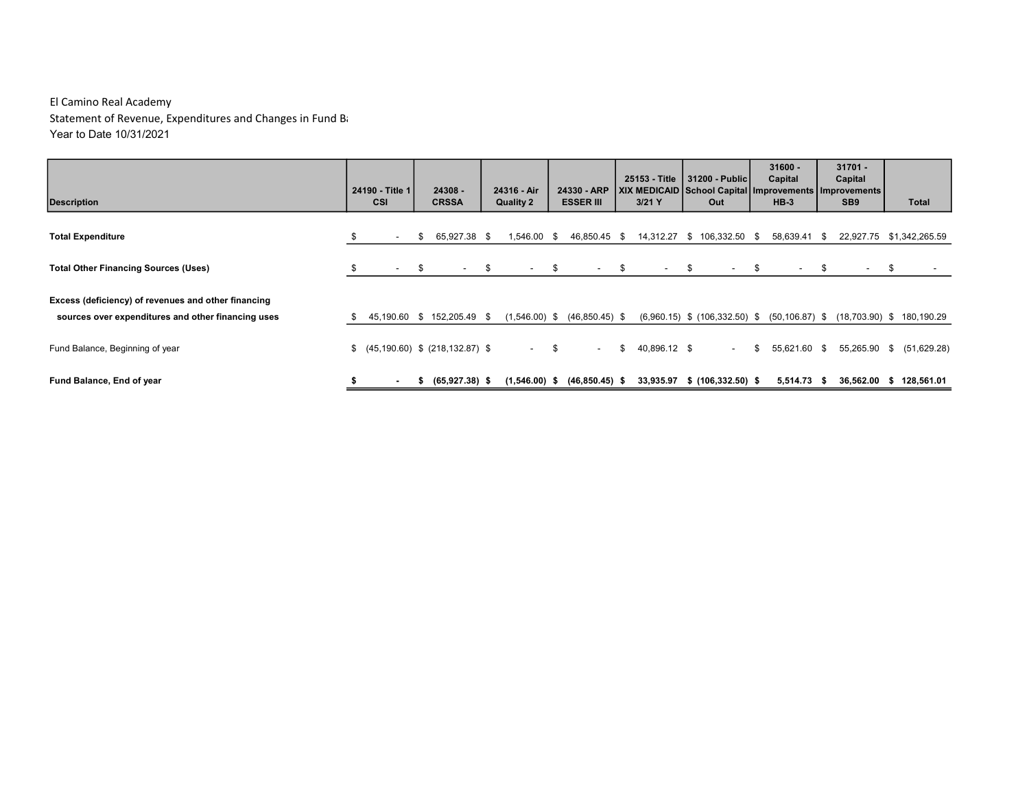El Camino Real Academy
Statement of Revenue, Expenditures and Changes in Fund Ba
Year to Date 10/31/2021

| Description | 24190 - Title 1 CSI | 24308 - CRSSA | 24316 - Air Quality 2 | 24330 - ARP ESSER III | 25153 - Title XIX MEDICAID 3/21 Y | 31200 - Public School Capital Out | 31600 - Capital Improvements HB-3 | 31701 - Capital Improvements SB9 | Total |
|---|---|---|---|---|---|---|---|---|---|
| **Total Expenditure** | $ - | $ 65,927.38 | $ 1,546.00 | $ 46,850.45 | $ 14,312.27 | $ 106,332.50 | $ 58,639.41 | $ 22,927.75 | $1,342,265.59 |
| **Total Other Financing Sources (Uses)** | $ - | $ - | $ - | $ - | $ - | $ - | $ - | $ - | $ - |
| **Excess (deficiency) of revenues and other financing sources over expenditures and other financing uses** | $ 45,190.60 | $ 152,205.49 | $ (1,546.00) | $ (46,850.45) | $ (6,960.15) | $ (106,332.50) | $ (50,106.87) | $ (18,703.90) | $ 180,190.29 |
| Fund Balance, Beginning of year | $ (45,190.60) | $ (218,132.87) | $ - | $ - | $ 40,896.12 | $ - | $ 55,621.60 | $ 55,265.90 | $ (51,629.28) |
| **Fund Balance, End of year** | **$ -** | **$ (65,927.38)** | **$ (1,546.00)** | **$ (46,850.45)** | **$ 33,935.97** | **$ (106,332.50)** | **$ 5,514.73** | **$ 36,562.00** | **$ 128,561.01** |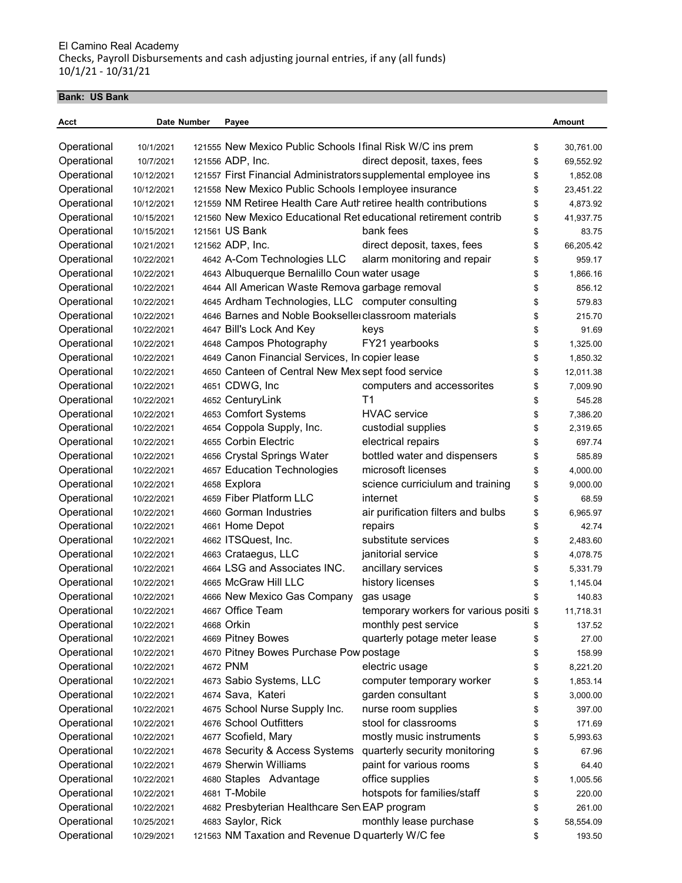El Camino Real Academy
Checks, Payroll Disbursements and cash adjusting journal entries, if any (all funds)
10/1/21 - 10/31/21

**Bank: US Bank**

| Acct | Date | Number | Payee | | | Amount |
|---|---|---|---|---|---|---|
| Operational | 10/1/2021 | 121555 | New Mexico Public Schools I | final Risk W/C ins prem | $ | 30,761.00 |
| Operational | 10/7/2021 | 121556 | ADP, Inc. | direct deposit, taxes, fees | $ | 69,552.92 |
| Operational | 10/12/2021 | 121557 | First Financial Administrators | supplemental employee ins | $ | 1,852.08 |
| Operational | 10/12/2021 | 121558 | New Mexico Public Schools I | employee insurance | $ | 23,451.22 |
| Operational | 10/12/2021 | 121559 | NM Retiree Health Care Auth | retiree health contributions | $ | 4,873.92 |
| Operational | 10/15/2021 | 121560 | New Mexico Educational Ret | educational retirement contrib | $ | 41,937.75 |
| Operational | 10/15/2021 | 121561 | US Bank | bank fees | $ | 83.75 |
| Operational | 10/21/2021 | 121562 | ADP, Inc. | direct deposit, taxes, fees | $ | 66,205.42 |
| Operational | 10/22/2021 | 4642 | A-Com Technologies LLC | alarm monitoring and repair | $ | 959.17 |
| Operational | 10/22/2021 | 4643 | Albuquerque Bernalillo Coun | water usage | $ | 1,866.16 |
| Operational | 10/22/2021 | 4644 | All American Waste Remova | garbage removal | $ | 856.12 |
| Operational | 10/22/2021 | 4645 | Ardham Technologies, LLC | computer consulting | $ | 579.83 |
| Operational | 10/22/2021 | 4646 | Barnes and Noble Bookselle | classroom materials | $ | 215.70 |
| Operational | 10/22/2021 | 4647 | Bill's Lock And Key | keys | $ | 91.69 |
| Operational | 10/22/2021 | 4648 | Campos Photography | FY21 yearbooks | $ | 1,325.00 |
| Operational | 10/22/2021 | 4649 | Canon Financial Services, In | copier lease | $ | 1,850.32 |
| Operational | 10/22/2021 | 4650 | Canteen of Central New Mex | sept food service | $ | 12,011.38 |
| Operational | 10/22/2021 | 4651 | CDWG, Inc | computers and accessorites | $ | 7,009.90 |
| Operational | 10/22/2021 | 4652 | CenturyLink | T1 | $ | 545.28 |
| Operational | 10/22/2021 | 4653 | Comfort Systems | HVAC service | $ | 7,386.20 |
| Operational | 10/22/2021 | 4654 | Coppola Supply, Inc. | custodial supplies | $ | 2,319.65 |
| Operational | 10/22/2021 | 4655 | Corbin Electric | electrical repairs | $ | 697.74 |
| Operational | 10/22/2021 | 4656 | Crystal Springs Water | bottled water and dispensers | $ | 585.89 |
| Operational | 10/22/2021 | 4657 | Education Technologies | microsoft licenses | $ | 4,000.00 |
| Operational | 10/22/2021 | 4658 | Explora | science curriciulum and training | $ | 9,000.00 |
| Operational | 10/22/2021 | 4659 | Fiber Platform LLC | internet | $ | 68.59 |
| Operational | 10/22/2021 | 4660 | Gorman Industries | air purification filters and bulbs | $ | 6,965.97 |
| Operational | 10/22/2021 | 4661 | Home Depot | repairs | $ | 42.74 |
| Operational | 10/22/2021 | 4662 | ITSQuest, Inc. | substitute services | $ | 2,483.60 |
| Operational | 10/22/2021 | 4663 | Crataegus, LLC | janitorial service | $ | 4,078.75 |
| Operational | 10/22/2021 | 4664 | LSG and Associates INC. | ancillary services | $ | 5,331.79 |
| Operational | 10/22/2021 | 4665 | McGraw Hill LLC | history licenses | $ | 1,145.04 |
| Operational | 10/22/2021 | 4666 | New Mexico Gas Company | gas usage | $ | 140.83 |
| Operational | 10/22/2021 | 4667 | Office Team | temporary workers for various positi | $ | 11,718.31 |
| Operational | 10/22/2021 | 4668 | Orkin | monthly pest service | $ | 137.52 |
| Operational | 10/22/2021 | 4669 | Pitney Bowes | quarterly potage meter lease | $ | 27.00 |
| Operational | 10/22/2021 | 4670 | Pitney Bowes Purchase Pow | postage | $ | 158.99 |
| Operational | 10/22/2021 | 4672 | PNM | electric usage | $ | 8,221.20 |
| Operational | 10/22/2021 | 4673 | Sabio Systems, LLC | computer temporary worker | $ | 1,853.14 |
| Operational | 10/22/2021 | 4674 | Sava, Kateri | garden consultant | $ | 3,000.00 |
| Operational | 10/22/2021 | 4675 | School Nurse Supply Inc. | nurse room supplies | $ | 397.00 |
| Operational | 10/22/2021 | 4676 | School Outfitters | stool for classrooms | $ | 171.69 |
| Operational | 10/22/2021 | 4677 | Scofield, Mary | mostly music instruments | $ | 5,993.63 |
| Operational | 10/22/2021 | 4678 | Security & Access Systems | quarterly security monitoring | $ | 67.96 |
| Operational | 10/22/2021 | 4679 | Sherwin Williams | paint for various rooms | $ | 64.40 |
| Operational | 10/22/2021 | 4680 | Staples Advantage | office supplies | $ | 1,005.56 |
| Operational | 10/22/2021 | 4681 | T-Mobile | hotspots for families/staff | $ | 220.00 |
| Operational | 10/22/2021 | 4682 | Presbyterian Healthcare Ser | EAP program | $ | 261.00 |
| Operational | 10/25/2021 | 4683 | Saylor, Rick | monthly lease purchase | $ | 58,554.09 |
| Operational | 10/29/2021 | 121563 | NM Taxation and Revenue D | quarterly W/C fee | $ | 193.50 |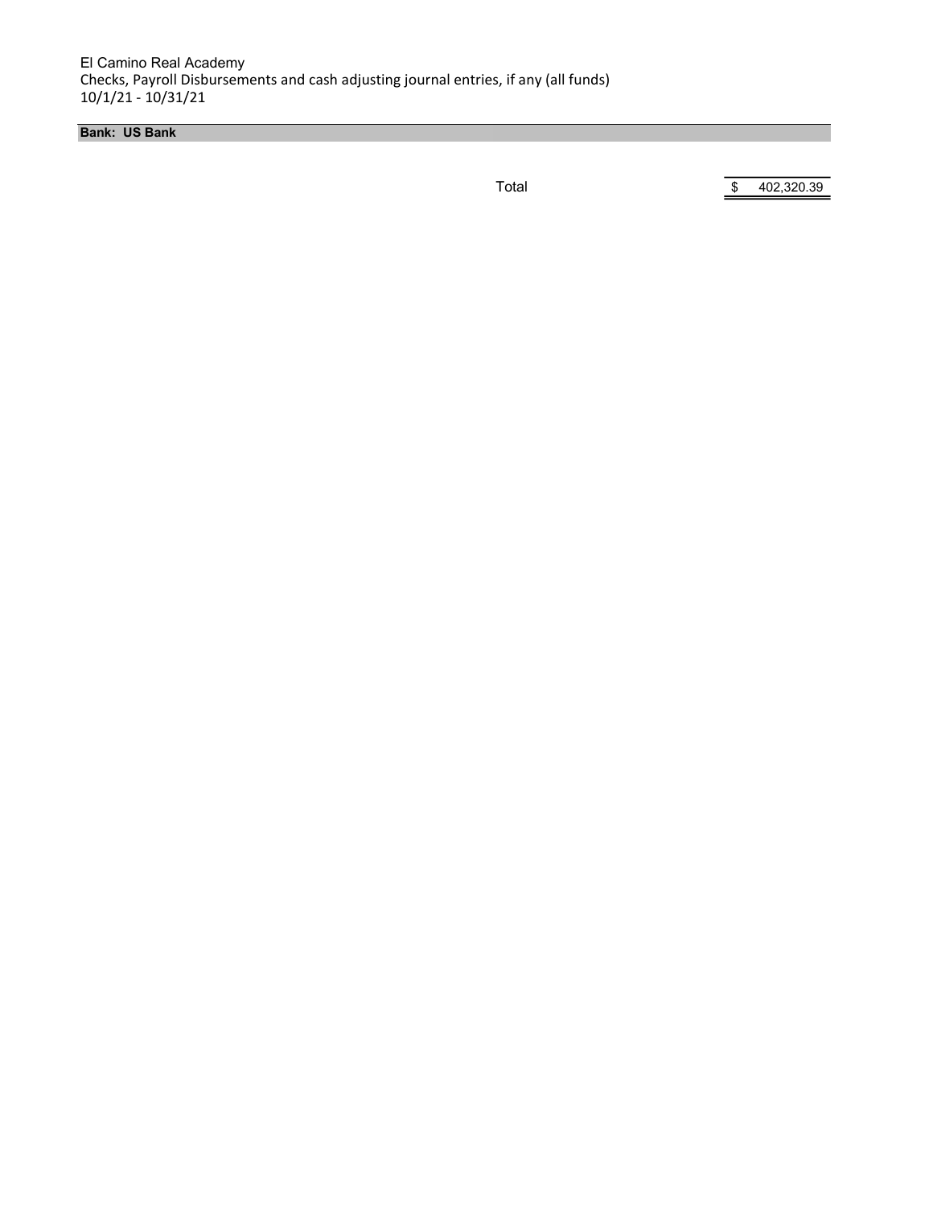El Camino Real Academy
Checks, Payroll Disbursements and cash adjusting journal entries, if any (all funds)
10/1/21 - 10/31/21

**Bank: US Bank**

| | |
|---|---|
| Total | $ 402,320.39 |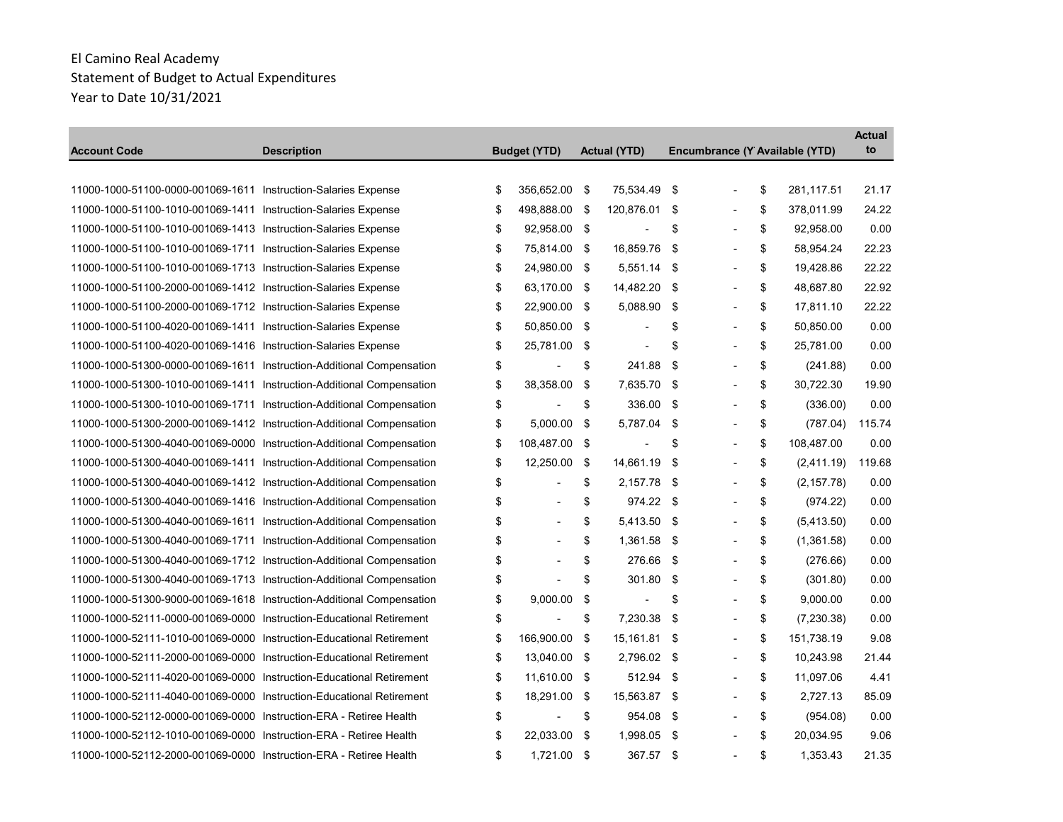El Camino Real Academy
Statement of Budget to Actual Expenditures
Year to Date 10/31/2021

| Account Code | Description | Budget (YTD) | Actual (YTD) | Encumbrance (Y | Available (YTD) | Actual to |
|---|---|---|---|---|---|---|
| 11000-1000-51100-0000-001069-1611 | Instruction-Salaries Expense | $ 356,652.00 | $ 75,534.49 | $ - | $ 281,117.51 | 21.17 |
| 11000-1000-51100-1010-001069-1411 | Instruction-Salaries Expense | $ 498,888.00 | $ 120,876.01 | $ - | $ 378,011.99 | 24.22 |
| 11000-1000-51100-1010-001069-1413 | Instruction-Salaries Expense | $ 92,958.00 | $ - | $ - | $ 92,958.00 | 0.00 |
| 11000-1000-51100-1010-001069-1711 | Instruction-Salaries Expense | $ 75,814.00 | $ 16,859.76 | $ - | $ 58,954.24 | 22.23 |
| 11000-1000-51100-1010-001069-1713 | Instruction-Salaries Expense | $ 24,980.00 | $ 5,551.14 | $ - | $ 19,428.86 | 22.22 |
| 11000-1000-51100-2000-001069-1412 | Instruction-Salaries Expense | $ 63,170.00 | $ 14,482.20 | $ - | $ 48,687.80 | 22.92 |
| 11000-1000-51100-2000-001069-1712 | Instruction-Salaries Expense | $ 22,900.00 | $ 5,088.90 | $ - | $ 17,811.10 | 22.22 |
| 11000-1000-51100-4020-001069-1411 | Instruction-Salaries Expense | $ 50,850.00 | $ - | $ - | $ 50,850.00 | 0.00 |
| 11000-1000-51100-4020-001069-1416 | Instruction-Salaries Expense | $ 25,781.00 | $ - | $ - | $ 25,781.00 | 0.00 |
| 11000-1000-51300-0000-001069-1611 | Instruction-Additional Compensation | $ - | $ 241.88 | $ - | $ (241.88) | 0.00 |
| 11000-1000-51300-1010-001069-1411 | Instruction-Additional Compensation | $ 38,358.00 | $ 7,635.70 | $ - | $ 30,722.30 | 19.90 |
| 11000-1000-51300-1010-001069-1711 | Instruction-Additional Compensation | $ - | $ 336.00 | $ - | $ (336.00) | 0.00 |
| 11000-1000-51300-2000-001069-1412 | Instruction-Additional Compensation | $ 5,000.00 | $ 5,787.04 | $ - | $ (787.04) | 115.74 |
| 11000-1000-51300-4040-001069-0000 | Instruction-Additional Compensation | $ 108,487.00 | $ - | $ - | $ 108,487.00 | 0.00 |
| 11000-1000-51300-4040-001069-1411 | Instruction-Additional Compensation | $ 12,250.00 | $ 14,661.19 | $ - | $ (2,411.19) | 119.68 |
| 11000-1000-51300-4040-001069-1412 | Instruction-Additional Compensation | $ - | $ 2,157.78 | $ - | $ (2,157.78) | 0.00 |
| 11000-1000-51300-4040-001069-1416 | Instruction-Additional Compensation | $ - | $ 974.22 | $ - | $ (974.22) | 0.00 |
| 11000-1000-51300-4040-001069-1611 | Instruction-Additional Compensation | $ - | $ 5,413.50 | $ - | $ (5,413.50) | 0.00 |
| 11000-1000-51300-4040-001069-1711 | Instruction-Additional Compensation | $ - | $ 1,361.58 | $ - | $ (1,361.58) | 0.00 |
| 11000-1000-51300-4040-001069-1712 | Instruction-Additional Compensation | $ - | $ 276.66 | $ - | $ (276.66) | 0.00 |
| 11000-1000-51300-4040-001069-1713 | Instruction-Additional Compensation | $ - | $ 301.80 | $ - | $ (301.80) | 0.00 |
| 11000-1000-51300-9000-001069-1618 | Instruction-Additional Compensation | $ 9,000.00 | $ - | $ - | $ 9,000.00 | 0.00 |
| 11000-1000-52111-0000-001069-0000 | Instruction-Educational Retirement | $ - | $ 7,230.38 | $ - | $ (7,230.38) | 0.00 |
| 11000-1000-52111-1010-001069-0000 | Instruction-Educational Retirement | $ 166,900.00 | $ 15,161.81 | $ - | $ 151,738.19 | 9.08 |
| 11000-1000-52111-2000-001069-0000 | Instruction-Educational Retirement | $ 13,040.00 | $ 2,796.02 | $ - | $ 10,243.98 | 21.44 |
| 11000-1000-52111-4020-001069-0000 | Instruction-Educational Retirement | $ 11,610.00 | $ 512.94 | $ - | $ 11,097.06 | 4.41 |
| 11000-1000-52111-4040-001069-0000 | Instruction-Educational Retirement | $ 18,291.00 | $ 15,563.87 | $ - | $ 2,727.13 | 85.09 |
| 11000-1000-52112-0000-001069-0000 | Instruction-ERA - Retiree Health | $ - | $ 954.08 | $ - | $ (954.08) | 0.00 |
| 11000-1000-52112-1010-001069-0000 | Instruction-ERA - Retiree Health | $ 22,033.00 | $ 1,998.05 | $ - | $ 20,034.95 | 9.06 |
| 11000-1000-52112-2000-001069-0000 | Instruction-ERA - Retiree Health | $ 1,721.00 | $ 367.57 | $ - | $ 1,353.43 | 21.35 |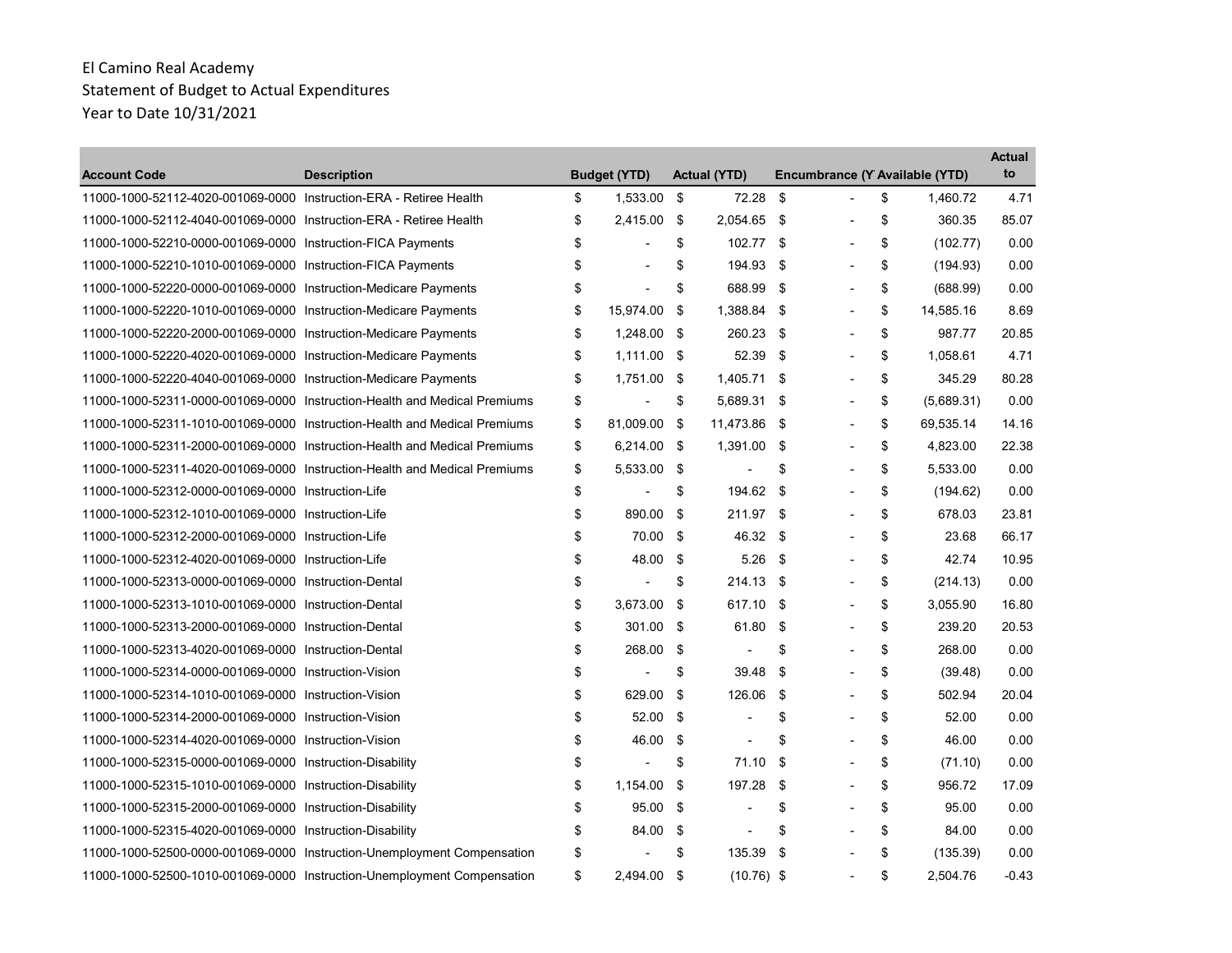El Camino Real Academy
Statement of Budget to Actual Expenditures
Year to Date 10/31/2021

| Account Code | Description | Budget (YTD) | Actual (YTD) | Encumbrance (Y | Available (YTD) | Actual to |
|---|---|---|---|---|---|---|
| 11000-1000-52112-4020-001069-0000 | Instruction-ERA - Retiree Health | $ 1,533.00 | $ 72.28 | $ - | $ 1,460.72 | 4.71 |
| 11000-1000-52112-4040-001069-0000 | Instruction-ERA - Retiree Health | $ 2,415.00 | $ 2,054.65 | $ - | $ 360.35 | 85.07 |
| 11000-1000-52210-0000-001069-0000 | Instruction-FICA Payments | $ - | $ 102.77 | $ - | $ (102.77) | 0.00 |
| 11000-1000-52210-1010-001069-0000 | Instruction-FICA Payments | $ - | $ 194.93 | $ - | $ (194.93) | 0.00 |
| 11000-1000-52220-0000-001069-0000 | Instruction-Medicare Payments | $ - | $ 688.99 | $ - | $ (688.99) | 0.00 |
| 11000-1000-52220-1010-001069-0000 | Instruction-Medicare Payments | $ 15,974.00 | $ 1,388.84 | $ - | $ 14,585.16 | 8.69 |
| 11000-1000-52220-2000-001069-0000 | Instruction-Medicare Payments | $ 1,248.00 | $ 260.23 | $ - | $ 987.77 | 20.85 |
| 11000-1000-52220-4020-001069-0000 | Instruction-Medicare Payments | $ 1,111.00 | $ 52.39 | $ - | $ 1,058.61 | 4.71 |
| 11000-1000-52220-4040-001069-0000 | Instruction-Medicare Payments | $ 1,751.00 | $ 1,405.71 | $ - | $ 345.29 | 80.28 |
| 11000-1000-52311-0000-001069-0000 | Instruction-Health and Medical Premiums | $ - | $ 5,689.31 | $ - | $ (5,689.31) | 0.00 |
| 11000-1000-52311-1010-001069-0000 | Instruction-Health and Medical Premiums | $ 81,009.00 | $ 11,473.86 | $ - | $ 69,535.14 | 14.16 |
| 11000-1000-52311-2000-001069-0000 | Instruction-Health and Medical Premiums | $ 6,214.00 | $ 1,391.00 | $ - | $ 4,823.00 | 22.38 |
| 11000-1000-52311-4020-001069-0000 | Instruction-Health and Medical Premiums | $ 5,533.00 | $ - | $ - | $ 5,533.00 | 0.00 |
| 11000-1000-52312-0000-001069-0000 | Instruction-Life | $ - | $ 194.62 | $ - | $ (194.62) | 0.00 |
| 11000-1000-52312-1010-001069-0000 | Instruction-Life | $ 890.00 | $ 211.97 | $ - | $ 678.03 | 23.81 |
| 11000-1000-52312-2000-001069-0000 | Instruction-Life | $ 70.00 | $ 46.32 | $ - | $ 23.68 | 66.17 |
| 11000-1000-52312-4020-001069-0000 | Instruction-Life | $ 48.00 | $ 5.26 | $ - | $ 42.74 | 10.95 |
| 11000-1000-52313-0000-001069-0000 | Instruction-Dental | $ - | $ 214.13 | $ - | $ (214.13) | 0.00 |
| 11000-1000-52313-1010-001069-0000 | Instruction-Dental | $ 3,673.00 | $ 617.10 | $ - | $ 3,055.90 | 16.80 |
| 11000-1000-52313-2000-001069-0000 | Instruction-Dental | $ 301.00 | $ 61.80 | $ - | $ 239.20 | 20.53 |
| 11000-1000-52313-4020-001069-0000 | Instruction-Dental | $ 268.00 | $ - | $ - | $ 268.00 | 0.00 |
| 11000-1000-52314-0000-001069-0000 | Instruction-Vision | $ - | $ 39.48 | $ - | $ (39.48) | 0.00 |
| 11000-1000-52314-1010-001069-0000 | Instruction-Vision | $ 629.00 | $ 126.06 | $ - | $ 502.94 | 20.04 |
| 11000-1000-52314-2000-001069-0000 | Instruction-Vision | $ 52.00 | $ - | $ - | $ 52.00 | 0.00 |
| 11000-1000-52314-4020-001069-0000 | Instruction-Vision | $ 46.00 | $ - | $ - | $ 46.00 | 0.00 |
| 11000-1000-52315-0000-001069-0000 | Instruction-Disability | $ - | $ 71.10 | $ - | $ (71.10) | 0.00 |
| 11000-1000-52315-1010-001069-0000 | Instruction-Disability | $ 1,154.00 | $ 197.28 | $ - | $ 956.72 | 17.09 |
| 11000-1000-52315-2000-001069-0000 | Instruction-Disability | $ 95.00 | $ - | $ - | $ 95.00 | 0.00 |
| 11000-1000-52315-4020-001069-0000 | Instruction-Disability | $ 84.00 | $ - | $ - | $ 84.00 | 0.00 |
| 11000-1000-52500-0000-001069-0000 | Instruction-Unemployment Compensation | $ - | $ 135.39 | $ - | $ (135.39) | 0.00 |
| 11000-1000-52500-1010-001069-0000 | Instruction-Unemployment Compensation | $ 2,494.00 | $ (10.76) | $ - | $ 2,504.76 | -0.43 |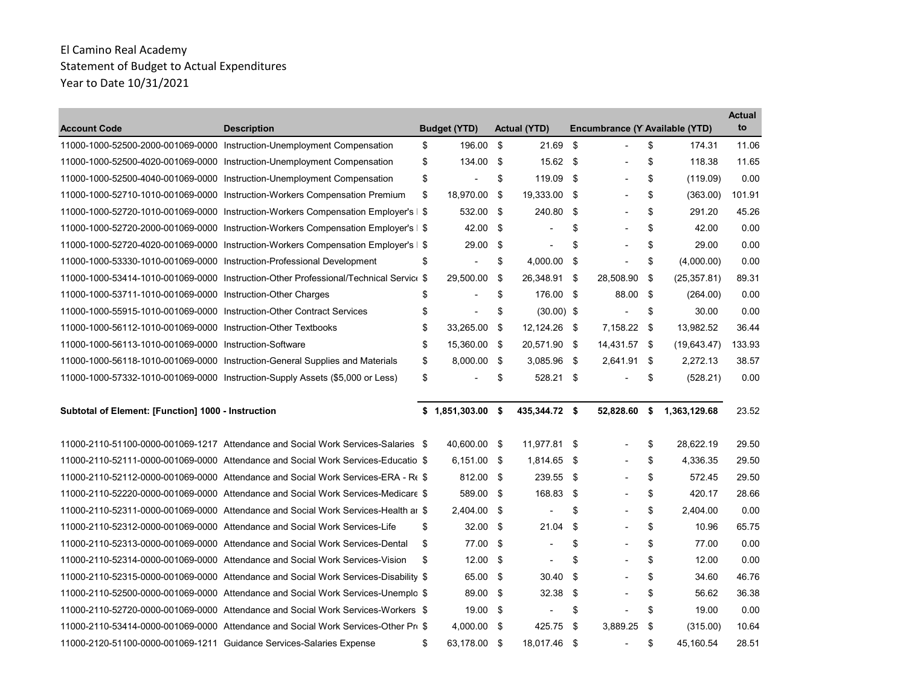El Camino Real Academy
Statement of Budget to Actual Expenditures
Year to Date 10/31/2021

| Account Code | Description | Budget (YTD) | Actual (YTD) | Encumbrance (Y | Available (YTD) | Actual to |
|---|---|---|---|---|---|---|
| 11000-1000-52500-2000-001069-0000 | Instruction-Unemployment Compensation | $ 196.00 | $ 21.69 | $ - | $ 174.31 | 11.06 |
| 11000-1000-52500-4020-001069-0000 | Instruction-Unemployment Compensation | $ 134.00 | $ 15.62 | $ - | $ 118.38 | 11.65 |
| 11000-1000-52500-4040-001069-0000 | Instruction-Unemployment Compensation | $ - | $ 119.09 | $ - | $ (119.09) | 0.00 |
| 11000-1000-52710-1010-001069-0000 | Instruction-Workers Compensation Premium | $ 18,970.00 | $ 19,333.00 | $ - | $ (363.00) | 101.91 |
| 11000-1000-52720-1010-001069-0000 | Instruction-Workers Compensation Employer's I | $ 532.00 | $ 240.80 | $ - | $ 291.20 | 45.26 |
| 11000-1000-52720-2000-001069-0000 | Instruction-Workers Compensation Employer's I | $ 42.00 | $ - | $ - | $ 42.00 | 0.00 |
| 11000-1000-52720-4020-001069-0000 | Instruction-Workers Compensation Employer's I | $ 29.00 | $ - | $ - | $ 29.00 | 0.00 |
| 11000-1000-53330-1010-001069-0000 | Instruction-Professional Development | $ - | $ 4,000.00 | $ - | $ (4,000.00) | 0.00 |
| 11000-1000-53414-1010-001069-0000 | Instruction-Other Professional/Technical Servic | $ 29,500.00 | $ 26,348.91 | $ 28,508.90 | $ (25,357.81) | 89.31 |
| 11000-1000-53711-1010-001069-0000 | Instruction-Other Charges | $ - | $ 176.00 | $ 88.00 | $ (264.00) | 0.00 |
| 11000-1000-55915-1010-001069-0000 | Instruction-Other Contract Services | $ - | $ (30.00) | $ - | $ 30.00 | 0.00 |
| 11000-1000-56112-1010-001069-0000 | Instruction-Other Textbooks | $ 33,265.00 | $ 12,124.26 | $ 7,158.22 | $ 13,982.52 | 36.44 |
| 11000-1000-56113-1010-001069-0000 | Instruction-Software | $ 15,360.00 | $ 20,571.90 | $ 14,431.57 | $ (19,643.47) | 133.93 |
| 11000-1000-56118-1010-001069-0000 | Instruction-General Supplies and Materials | $ 8,000.00 | $ 3,085.96 | $ 2,641.91 | $ 2,272.13 | 38.57 |
| 11000-1000-57332-1010-001069-0000 | Instruction-Supply Assets ($5,000 or Less) | $ - | $ 528.21 | $ - | $ (528.21) | 0.00 |
| **Subtotal of Element: [Function] 1000 - Instruction** | | **$ 1,851,303.00** | **$ 435,344.72** | **$ 52,828.60** | **$ 1,363,129.68** | 23.52 |
| 11000-2110-51100-0000-001069-1217 | Attendance and Social Work Services-Salaries | $ 40,600.00 | $ 11,977.81 | $ - | $ 28,622.19 | 29.50 |
| 11000-2110-52111-0000-001069-0000 | Attendance and Social Work Services-Educatio | $ 6,151.00 | $ 1,814.65 | $ - | $ 4,336.35 | 29.50 |
| 11000-2110-52112-0000-001069-0000 | Attendance and Social Work Services-ERA - Re | $ 812.00 | $ 239.55 | $ - | $ 572.45 | 29.50 |
| 11000-2110-52220-0000-001069-0000 | Attendance and Social Work Services-Medicare | $ 589.00 | $ 168.83 | $ - | $ 420.17 | 28.66 |
| 11000-2110-52311-0000-001069-0000 | Attendance and Social Work Services-Health ar | $ 2,404.00 | $ - | $ - | $ 2,404.00 | 0.00 |
| 11000-2110-52312-0000-001069-0000 | Attendance and Social Work Services-Life | $ 32.00 | $ 21.04 | $ - | $ 10.96 | 65.75 |
| 11000-2110-52313-0000-001069-0000 | Attendance and Social Work Services-Dental | $ 77.00 | $ - | $ - | $ 77.00 | 0.00 |
| 11000-2110-52314-0000-001069-0000 | Attendance and Social Work Services-Vision | $ 12.00 | $ - | $ - | $ 12.00 | 0.00 |
| 11000-2110-52315-0000-001069-0000 | Attendance and Social Work Services-Disability | $ 65.00 | $ 30.40 | $ - | $ 34.60 | 46.76 |
| 11000-2110-52500-0000-001069-0000 | Attendance and Social Work Services-Unemplo | $ 89.00 | $ 32.38 | $ - | $ 56.62 | 36.38 |
| 11000-2110-52720-0000-001069-0000 | Attendance and Social Work Services-Workers | $ 19.00 | $ - | $ - | $ 19.00 | 0.00 |
| 11000-2110-53414-0000-001069-0000 | Attendance and Social Work Services-Other Pr | $ 4,000.00 | $ 425.75 | $ 3,889.25 | $ (315.00) | 10.64 |
| 11000-2120-51100-0000-001069-1211 | Guidance Services-Salaries Expense | $ 63,178.00 | $ 18,017.46 | $ - | $ 45,160.54 | 28.51 |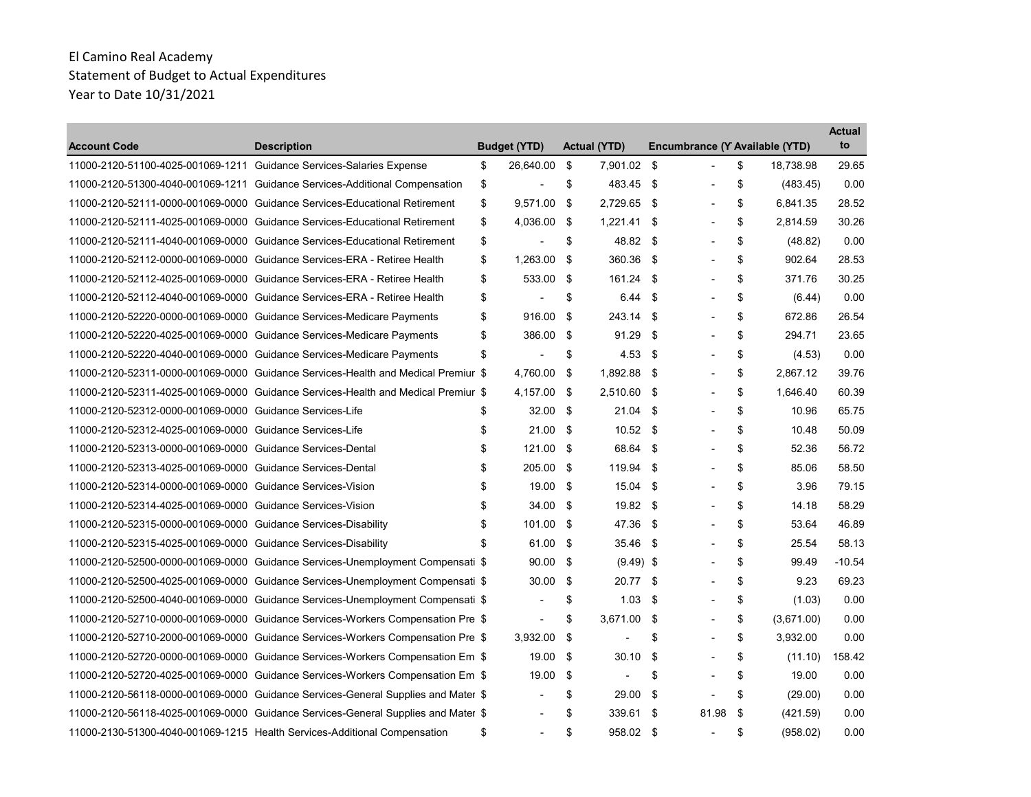El Camino Real Academy
Statement of Budget to Actual Expenditures
Year to Date 10/31/2021

| Account Code | Description | Budget (YTD) | Actual (YTD) | Encumbrance (Y | Available (YTD) | Actual to |
|---|---|---|---|---|---|---|
| 11000-2120-51100-4025-001069-1211 | Guidance Services-Salaries Expense | $ 26,640.00 | $ 7,901.02 | $ - | $ 18,738.98 | 29.65 |
| 11000-2120-51300-4040-001069-1211 | Guidance Services-Additional Compensation | $ - | $ 483.45 | $ - | $ (483.45) | 0.00 |
| 11000-2120-52111-0000-001069-0000 | Guidance Services-Educational Retirement | $ 9,571.00 | $ 2,729.65 | $ - | $ 6,841.35 | 28.52 |
| 11000-2120-52111-4025-001069-0000 | Guidance Services-Educational Retirement | $ 4,036.00 | $ 1,221.41 | $ - | $ 2,814.59 | 30.26 |
| 11000-2120-52111-4040-001069-0000 | Guidance Services-Educational Retirement | $ - | $ 48.82 | $ - | $ (48.82) | 0.00 |
| 11000-2120-52112-0000-001069-0000 | Guidance Services-ERA - Retiree Health | $ 1,263.00 | $ 360.36 | $ - | $ 902.64 | 28.53 |
| 11000-2120-52112-4025-001069-0000 | Guidance Services-ERA - Retiree Health | $ 533.00 | $ 161.24 | $ - | $ 371.76 | 30.25 |
| 11000-2120-52112-4040-001069-0000 | Guidance Services-ERA - Retiree Health | $ - | $ 6.44 | $ - | $ (6.44) | 0.00 |
| 11000-2120-52220-0000-001069-0000 | Guidance Services-Medicare Payments | $ 916.00 | $ 243.14 | $ - | $ 672.86 | 26.54 |
| 11000-2120-52220-4025-001069-0000 | Guidance Services-Medicare Payments | $ 386.00 | $ 91.29 | $ - | $ 294.71 | 23.65 |
| 11000-2120-52220-4040-001069-0000 | Guidance Services-Medicare Payments | $ - | $ 4.53 | $ - | $ (4.53) | 0.00 |
| 11000-2120-52311-0000-001069-0000 | Guidance Services-Health and Medical Premiur | $ 4,760.00 | $ 1,892.88 | $ - | $ 2,867.12 | 39.76 |
| 11000-2120-52311-4025-001069-0000 | Guidance Services-Health and Medical Premiur | $ 4,157.00 | $ 2,510.60 | $ - | $ 1,646.40 | 60.39 |
| 11000-2120-52312-0000-001069-0000 | Guidance Services-Life | $ 32.00 | $ 21.04 | $ - | $ 10.96 | 65.75 |
| 11000-2120-52312-4025-001069-0000 | Guidance Services-Life | $ 21.00 | $ 10.52 | $ - | $ 10.48 | 50.09 |
| 11000-2120-52313-0000-001069-0000 | Guidance Services-Dental | $ 121.00 | $ 68.64 | $ - | $ 52.36 | 56.72 |
| 11000-2120-52313-4025-001069-0000 | Guidance Services-Dental | $ 205.00 | $ 119.94 | $ - | $ 85.06 | 58.50 |
| 11000-2120-52314-0000-001069-0000 | Guidance Services-Vision | $ 19.00 | $ 15.04 | $ - | $ 3.96 | 79.15 |
| 11000-2120-52314-4025-001069-0000 | Guidance Services-Vision | $ 34.00 | $ 19.82 | $ - | $ 14.18 | 58.29 |
| 11000-2120-52315-0000-001069-0000 | Guidance Services-Disability | $ 101.00 | $ 47.36 | $ - | $ 53.64 | 46.89 |
| 11000-2120-52315-4025-001069-0000 | Guidance Services-Disability | $ 61.00 | $ 35.46 | $ - | $ 25.54 | 58.13 |
| 11000-2120-52500-0000-001069-0000 | Guidance Services-Unemployment Compensati | $ 90.00 | $ (9.49) | $ - | $ 99.49 | -10.54 |
| 11000-2120-52500-4025-001069-0000 | Guidance Services-Unemployment Compensati | $ 30.00 | $ 20.77 | $ - | $ 9.23 | 69.23 |
| 11000-2120-52500-4040-001069-0000 | Guidance Services-Unemployment Compensati | $ - | $ 1.03 | $ - | $ (1.03) | 0.00 |
| 11000-2120-52710-0000-001069-0000 | Guidance Services-Workers Compensation Pre | $ - | $ 3,671.00 | $ - | $ (3,671.00) | 0.00 |
| 11000-2120-52710-2000-001069-0000 | Guidance Services-Workers Compensation Pre | $ 3,932.00 | $ - | $ - | $ 3,932.00 | 0.00 |
| 11000-2120-52720-0000-001069-0000 | Guidance Services-Workers Compensation Em | $ 19.00 | $ 30.10 | $ - | $ (11.10) | 158.42 |
| 11000-2120-52720-4025-001069-0000 | Guidance Services-Workers Compensation Em | $ 19.00 | $ - | $ - | $ 19.00 | 0.00 |
| 11000-2120-56118-0000-001069-0000 | Guidance Services-General Supplies and Mater | $ - | $ 29.00 | $ - | $ (29.00) | 0.00 |
| 11000-2120-56118-4025-001069-0000 | Guidance Services-General Supplies and Mater | $ - | $ 339.61 | $ 81.98 | $ (421.59) | 0.00 |
| 11000-2130-51300-4040-001069-1215 | Health Services-Additional Compensation | $ - | $ 958.02 | $ - | $ (958.02) | 0.00 |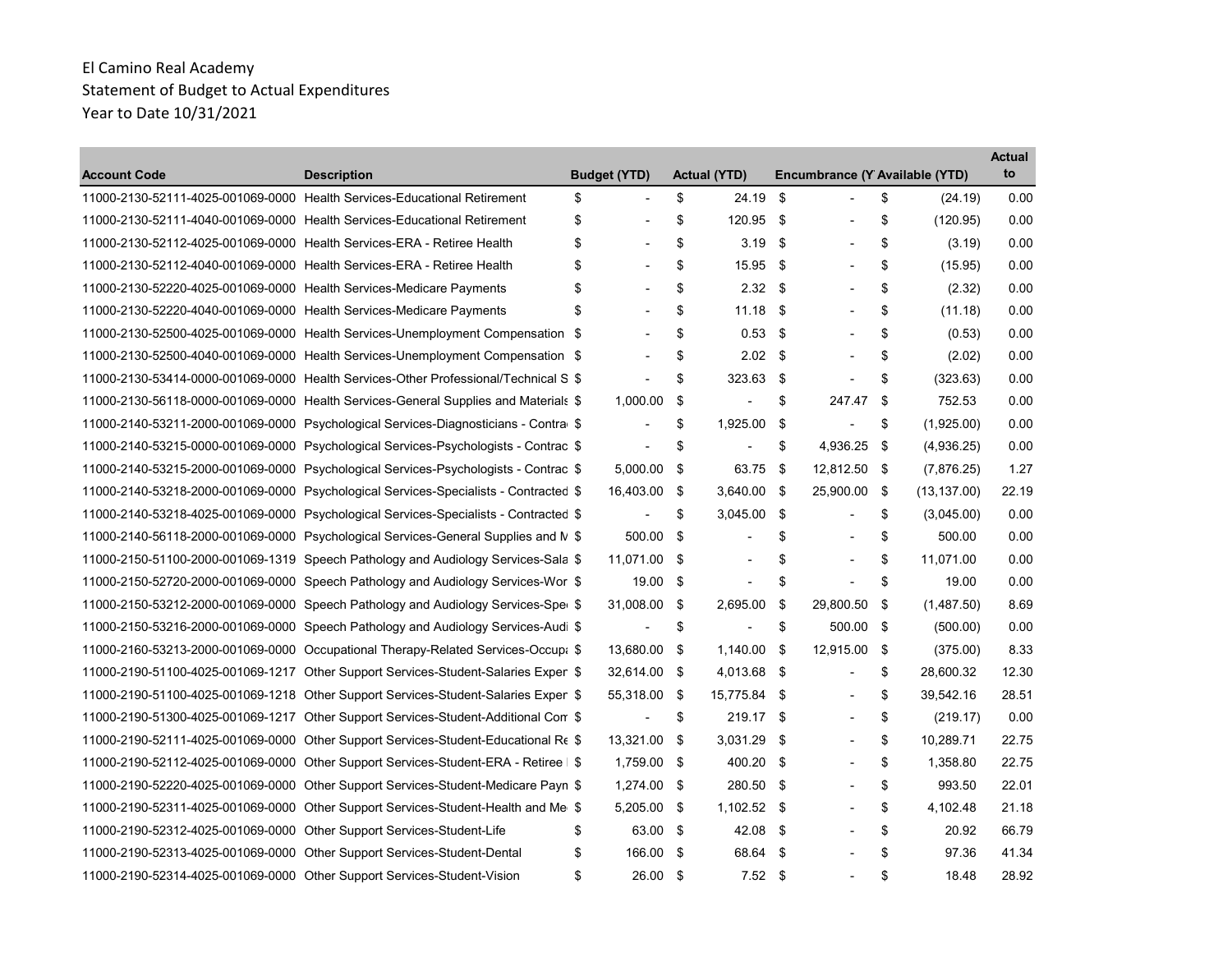El Camino Real Academy
Statement of Budget to Actual Expenditures
Year to Date 10/31/2021

| Account Code | Description | Budget (YTD) | Actual (YTD) | Encumbrance (Y | Available (YTD) | Actual to |
|---|---|---|---|---|---|---|
| 11000-2130-52111-4025-001069-0000 | Health Services-Educational Retirement | $ - | $ 24.19 | $ - | $ (24.19) | 0.00 |
| 11000-2130-52111-4040-001069-0000 | Health Services-Educational Retirement | $ - | $ 120.95 | $ - | $ (120.95) | 0.00 |
| 11000-2130-52112-4025-001069-0000 | Health Services-ERA - Retiree Health | $ - | $ 3.19 | $ - | $ (3.19) | 0.00 |
| 11000-2130-52112-4040-001069-0000 | Health Services-ERA - Retiree Health | $ - | $ 15.95 | $ - | $ (15.95) | 0.00 |
| 11000-2130-52220-4025-001069-0000 | Health Services-Medicare Payments | $ - | $ 2.32 | $ - | $ (2.32) | 0.00 |
| 11000-2130-52220-4040-001069-0000 | Health Services-Medicare Payments | $ - | $ 11.18 | $ - | $ (11.18) | 0.00 |
| 11000-2130-52500-4025-001069-0000 | Health Services-Unemployment Compensation | $ - | $ 0.53 | $ - | $ (0.53) | 0.00 |
| 11000-2130-52500-4040-001069-0000 | Health Services-Unemployment Compensation | $ - | $ 2.02 | $ - | $ (2.02) | 0.00 |
| 11000-2130-53414-0000-001069-0000 | Health Services-Other Professional/Technical S | $ - | $ 323.63 | $ - | $ (323.63) | 0.00 |
| 11000-2130-56118-0000-001069-0000 | Health Services-General Supplies and Materials | $ 1,000.00 | $ - | $ 247.47 | $ 752.53 | 0.00 |
| 11000-2140-53211-2000-001069-0000 | Psychological Services-Diagnosticians - Contra | $ - | $ 1,925.00 | $ - | $ (1,925.00) | 0.00 |
| 11000-2140-53215-0000-001069-0000 | Psychological Services-Psychologists - Contrac | $ - | $ - | $ 4,936.25 | $ (4,936.25) | 0.00 |
| 11000-2140-53215-2000-001069-0000 | Psychological Services-Psychologists - Contrac | $ 5,000.00 | $ 63.75 | $ 12,812.50 | $ (7,876.25) | 1.27 |
| 11000-2140-53218-2000-001069-0000 | Psychological Services-Specialists - Contracted | $ 16,403.00 | $ 3,640.00 | $ 25,900.00 | $ (13,137.00) | 22.19 |
| 11000-2140-53218-4025-001069-0000 | Psychological Services-Specialists - Contracted | $ - | $ 3,045.00 | $ - | $ (3,045.00) | 0.00 |
| 11000-2140-56118-2000-001069-0000 | Psychological Services-General Supplies and M | $ 500.00 | $ - | $ - | $ 500.00 | 0.00 |
| 11000-2150-51100-2000-001069-1319 | Speech Pathology and Audiology Services-Sala | $ 11,071.00 | $ - | $ - | $ 11,071.00 | 0.00 |
| 11000-2150-52720-2000-001069-0000 | Speech Pathology and Audiology Services-Wor | $ 19.00 | $ - | $ - | $ 19.00 | 0.00 |
| 11000-2150-53212-2000-001069-0000 | Speech Pathology and Audiology Services-Spe | $ 31,008.00 | $ 2,695.00 | $ 29,800.50 | $ (1,487.50) | 8.69 |
| 11000-2150-53216-2000-001069-0000 | Speech Pathology and Audiology Services-Audi | $ - | $ - | $ 500.00 | $ (500.00) | 0.00 |
| 11000-2160-53213-2000-001069-0000 | Occupational Therapy-Related Services-Occupa | $ 13,680.00 | $ 1,140.00 | $ 12,915.00 | $ (375.00) | 8.33 |
| 11000-2190-51100-4025-001069-1217 | Other Support Services-Student-Salaries Exper | $ 32,614.00 | $ 4,013.68 | $ - | $ 28,600.32 | 12.30 |
| 11000-2190-51100-4025-001069-1218 | Other Support Services-Student-Salaries Exper | $ 55,318.00 | $ 15,775.84 | $ - | $ 39,542.16 | 28.51 |
| 11000-2190-51300-4025-001069-1217 | Other Support Services-Student-Additional Com | $ - | $ 219.17 | $ - | $ (219.17) | 0.00 |
| 11000-2190-52111-4025-001069-0000 | Other Support Services-Student-Educational Re | $ 13,321.00 | $ 3,031.29 | $ - | $ 10,289.71 | 22.75 |
| 11000-2190-52112-4025-001069-0000 | Other Support Services-Student-ERA - Retiree | $ 1,759.00 | $ 400.20 | $ - | $ 1,358.80 | 22.75 |
| 11000-2190-52220-4025-001069-0000 | Other Support Services-Student-Medicare Payn | $ 1,274.00 | $ 280.50 | $ - | $ 993.50 | 22.01 |
| 11000-2190-52311-4025-001069-0000 | Other Support Services-Student-Health and Me | $ 5,205.00 | $ 1,102.52 | $ - | $ 4,102.48 | 21.18 |
| 11000-2190-52312-4025-001069-0000 | Other Support Services-Student-Life | $ 63.00 | $ 42.08 | $ - | $ 20.92 | 66.79 |
| 11000-2190-52313-4025-001069-0000 | Other Support Services-Student-Dental | $ 166.00 | $ 68.64 | $ - | $ 97.36 | 41.34 |
| 11000-2190-52314-4025-001069-0000 | Other Support Services-Student-Vision | $ 26.00 | $ 7.52 | $ - | $ 18.48 | 28.92 |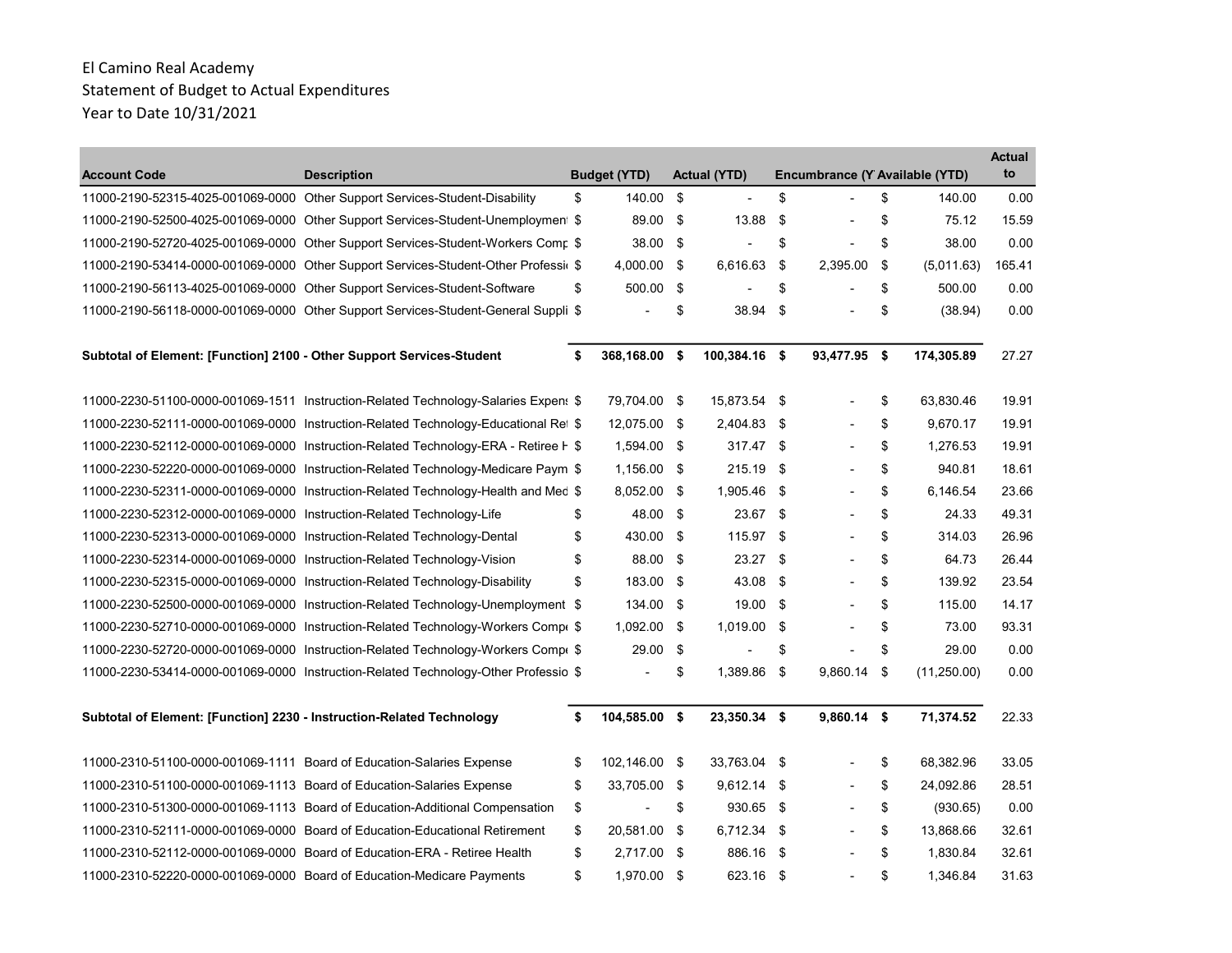El Camino Real Academy
Statement of Budget to Actual Expenditures
Year to Date 10/31/2021

| Account Code | Description | Budget (YTD) | Actual (YTD) | Encumbrance (Y | Available (YTD) | Actual to |
|---|---|---|---|---|---|---|
| 11000-2190-52315-4025-001069-0000 | Other Support Services-Student-Disability | $ 140.00 | $ - | $ - | $ 140.00 | 0.00 |
| 11000-2190-52500-4025-001069-0000 | Other Support Services-Student-Unemployment | $ 89.00 | $ 13.88 | $ - | $ 75.12 | 15.59 |
| 11000-2190-52720-4025-001069-0000 | Other Support Services-Student-Workers Comp | $ 38.00 | $ - | $ - | $ 38.00 | 0.00 |
| 11000-2190-53414-0000-001069-0000 | Other Support Services-Student-Other Professi | $ 4,000.00 | $ 6,616.63 | $ 2,395.00 | $ (5,011.63) | 165.41 |
| 11000-2190-56113-4025-001069-0000 | Other Support Services-Student-Software | $ 500.00 | $ - | $ - | $ 500.00 | 0.00 |
| 11000-2190-56118-0000-001069-0000 | Other Support Services-Student-General Suppli | $ - | $ 38.94 | $ - | $ (38.94) | 0.00 |
| **Subtotal of Element: [Function] 2100 - Other Support Services-Student** | | **$ 368,168.00** | **$ 100,384.16** | **$ 93,477.95** | **$ 174,305.89** | 27.27 |
| 11000-2230-51100-0000-001069-1511 | Instruction-Related Technology-Salaries Expens | $ 79,704.00 | $ 15,873.54 | $ - | $ 63,830.46 | 19.91 |
| 11000-2230-52111-0000-001069-0000 | Instruction-Related Technology-Educational Ret | $ 12,075.00 | $ 2,404.83 | $ - | $ 9,670.17 | 19.91 |
| 11000-2230-52112-0000-001069-0000 | Instruction-Related Technology-ERA - Retiree H | $ 1,594.00 | $ 317.47 | $ - | $ 1,276.53 | 19.91 |
| 11000-2230-52220-0000-001069-0000 | Instruction-Related Technology-Medicare Paym | $ 1,156.00 | $ 215.19 | $ - | $ 940.81 | 18.61 |
| 11000-2230-52311-0000-001069-0000 | Instruction-Related Technology-Health and Med | $ 8,052.00 | $ 1,905.46 | $ - | $ 6,146.54 | 23.66 |
| 11000-2230-52312-0000-001069-0000 | Instruction-Related Technology-Life | $ 48.00 | $ 23.67 | $ - | $ 24.33 | 49.31 |
| 11000-2230-52313-0000-001069-0000 | Instruction-Related Technology-Dental | $ 430.00 | $ 115.97 | $ - | $ 314.03 | 26.96 |
| 11000-2230-52314-0000-001069-0000 | Instruction-Related Technology-Vision | $ 88.00 | $ 23.27 | $ - | $ 64.73 | 26.44 |
| 11000-2230-52315-0000-001069-0000 | Instruction-Related Technology-Disability | $ 183.00 | $ 43.08 | $ - | $ 139.92 | 23.54 |
| 11000-2230-52500-0000-001069-0000 | Instruction-Related Technology-Unemployment | $ 134.00 | $ 19.00 | $ - | $ 115.00 | 14.17 |
| 11000-2230-52710-0000-001069-0000 | Instruction-Related Technology-Workers Comp | $ 1,092.00 | $ 1,019.00 | $ - | $ 73.00 | 93.31 |
| 11000-2230-52720-0000-001069-0000 | Instruction-Related Technology-Workers Comp | $ 29.00 | $ - | $ - | $ 29.00 | 0.00 |
| 11000-2230-53414-0000-001069-0000 | Instruction-Related Technology-Other Professio | $ - | $ 1,389.86 | $ 9,860.14 | $ (11,250.00) | 0.00 |
| **Subtotal of Element: [Function] 2230 - Instruction-Related Technology** | | **$ 104,585.00** | **$ 23,350.34** | **$ 9,860.14** | **$ 71,374.52** | 22.33 |
| 11000-2310-51100-0000-001069-1111 | Board of Education-Salaries Expense | $ 102,146.00 | $ 33,763.04 | $ - | $ 68,382.96 | 33.05 |
| 11000-2310-51100-0000-001069-1113 | Board of Education-Salaries Expense | $ 33,705.00 | $ 9,612.14 | $ - | $ 24,092.86 | 28.51 |
| 11000-2310-51300-0000-001069-1113 | Board of Education-Additional Compensation | $ - | $ 930.65 | $ - | $ (930.65) | 0.00 |
| 11000-2310-52111-0000-001069-0000 | Board of Education-Educational Retirement | $ 20,581.00 | $ 6,712.34 | $ - | $ 13,868.66 | 32.61 |
| 11000-2310-52112-0000-001069-0000 | Board of Education-ERA - Retiree Health | $ 2,717.00 | $ 886.16 | $ - | $ 1,830.84 | 32.61 |
| 11000-2310-52220-0000-001069-0000 | Board of Education-Medicare Payments | $ 1,970.00 | $ 623.16 | $ - | $ 1,346.84 | 31.63 |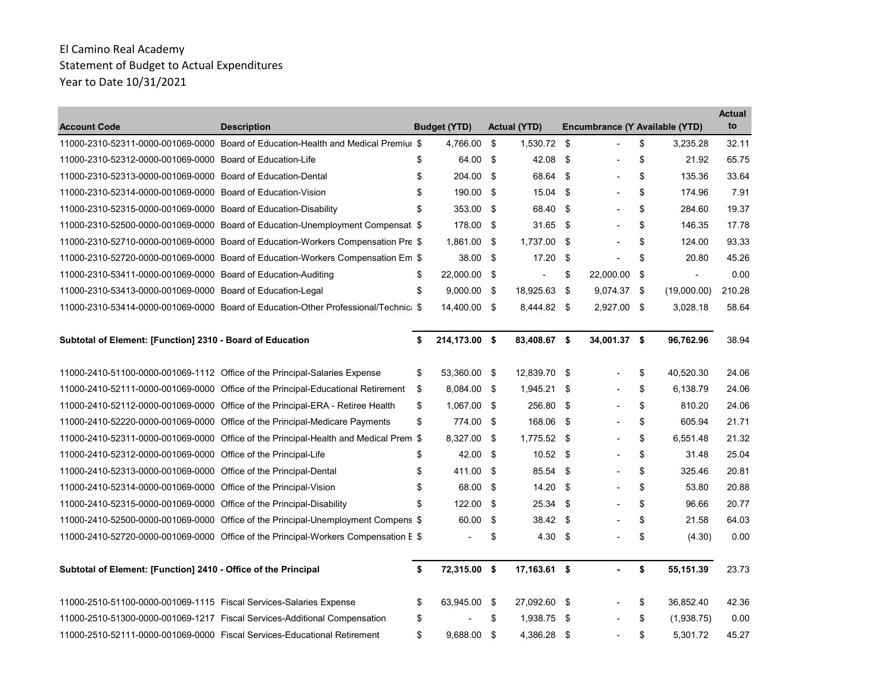El Camino Real Academy
Statement of Budget to Actual Expenditures
Year to Date 10/31/2021

| Account Code | Description | Budget (YTD) | Actual (YTD) | Encumbrance (Y | Available (YTD) | Actual to |
|---|---|---|---|---|---|---|
| 11000-2310-52311-0000-001069-0000 | Board of Education-Health and Medical Premiur | $ 4,766.00 | $ 1,530.72 | $ - | $ 3,235.28 | 32.11 |
| 11000-2310-52312-0000-001069-0000 | Board of Education-Life | $ 64.00 | $ 42.08 | $ - | $ 21.92 | 65.75 |
| 11000-2310-52313-0000-001069-0000 | Board of Education-Dental | $ 204.00 | $ 68.64 | $ - | $ 135.36 | 33.64 |
| 11000-2310-52314-0000-001069-0000 | Board of Education-Vision | $ 190.00 | $ 15.04 | $ - | $ 174.96 | 7.91 |
| 11000-2310-52315-0000-001069-0000 | Board of Education-Disability | $ 353.00 | $ 68.40 | $ - | $ 284.60 | 19.37 |
| 11000-2310-52500-0000-001069-0000 | Board of Education-Unemployment Compensat | $ 178.00 | $ 31.65 | $ - | $ 146.35 | 17.78 |
| 11000-2310-52710-0000-001069-0000 | Board of Education-Workers Compensation Pre | $ 1,861.00 | $ 1,737.00 | $ - | $ 124.00 | 93.33 |
| 11000-2310-52720-0000-001069-0000 | Board of Education-Workers Compensation Em | $ 38.00 | $ 17.20 | $ - | $ 20.80 | 45.26 |
| 11000-2310-53411-0000-001069-0000 | Board of Education-Auditing | $ 22,000.00 | $ - | $ 22,000.00 | $ - | 0.00 |
| 11000-2310-53413-0000-001069-0000 | Board of Education-Legal | $ 9,000.00 | $ 18,925.63 | $ 9,074.37 | $ (19,000.00) | 210.28 |
| 11000-2310-53414-0000-001069-0000 | Board of Education-Other Professional/Technic | $ 14,400.00 | $ 8,444.82 | $ 2,927.00 | $ 3,028.18 | 58.64 |
| **Subtotal of Element: [Function] 2310 - Board of Education** | | **$ 214,173.00** | **$ 83,408.67** | **$ 34,001.37** | **$ 96,762.96** | 38.94 |
| 11000-2410-51100-0000-001069-1112 | Office of the Principal-Salaries Expense | $ 53,360.00 | $ 12,839.70 | $ - | $ 40,520.30 | 24.06 |
| 11000-2410-52111-0000-001069-0000 | Office of the Principal-Educational Retirement | $ 8,084.00 | $ 1,945.21 | $ - | $ 6,138.79 | 24.06 |
| 11000-2410-52112-0000-001069-0000 | Office of the Principal-ERA - Retiree Health | $ 1,067.00 | $ 256.80 | $ - | $ 810.20 | 24.06 |
| 11000-2410-52220-0000-001069-0000 | Office of the Principal-Medicare Payments | $ 774.00 | $ 168.06 | $ - | $ 605.94 | 21.71 |
| 11000-2410-52311-0000-001069-0000 | Office of the Principal-Health and Medical Prem | $ 8,327.00 | $ 1,775.52 | $ - | $ 6,551.48 | 21.32 |
| 11000-2410-52312-0000-001069-0000 | Office of the Principal-Life | $ 42.00 | $ 10.52 | $ - | $ 31.48 | 25.04 |
| 11000-2410-52313-0000-001069-0000 | Office of the Principal-Dental | $ 411.00 | $ 85.54 | $ - | $ 325.46 | 20.81 |
| 11000-2410-52314-0000-001069-0000 | Office of the Principal-Vision | $ 68.00 | $ 14.20 | $ - | $ 53.80 | 20.88 |
| 11000-2410-52315-0000-001069-0000 | Office of the Principal-Disability | $ 122.00 | $ 25.34 | $ - | $ 96.66 | 20.77 |
| 11000-2410-52500-0000-001069-0000 | Office of the Principal-Unemployment Compens | $ 60.00 | $ 38.42 | $ - | $ 21.58 | 64.03 |
| 11000-2410-52720-0000-001069-0000 | Office of the Principal-Workers Compensation E | $ - | $ 4.30 | $ - | $ (4.30) | 0.00 |
| **Subtotal of Element: [Function] 2410 - Office of the Principal** | | **$ 72,315.00** | **$ 17,163.61** | **$ -** | **$ 55,151.39** | 23.73 |
| 11000-2510-51100-0000-001069-1115 | Fiscal Services-Salaries Expense | $ 63,945.00 | $ 27,092.60 | $ - | $ 36,852.40 | 42.36 |
| 11000-2510-51300-0000-001069-1217 | Fiscal Services-Additional Compensation | $ - | $ 1,938.75 | $ - | $ (1,938.75) | 0.00 |
| 11000-2510-52111-0000-001069-0000 | Fiscal Services-Educational Retirement | $ 9,688.00 | $ 4,386.28 | $ - | $ 5,301.72 | 45.27 |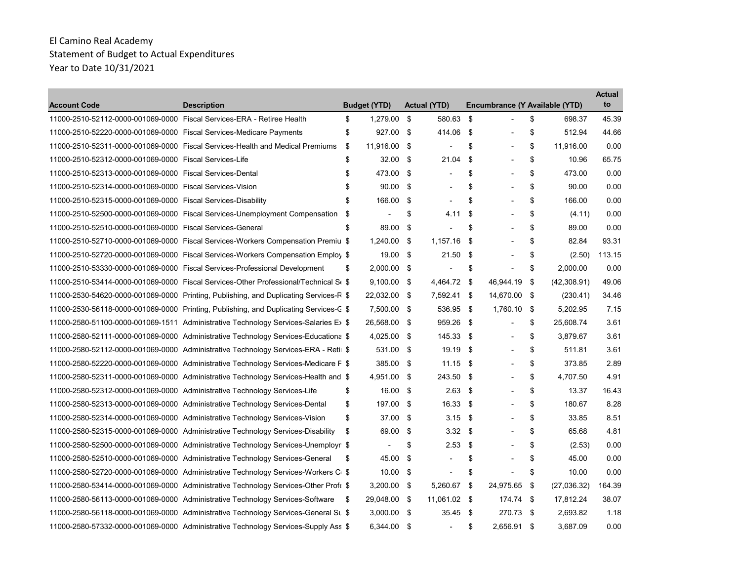El Camino Real Academy
Statement of Budget to Actual Expenditures
Year to Date 10/31/2021

| Account Code | Description | Budget (YTD) | Actual (YTD) | Encumbrance (Y | Available (YTD) | Actual to |
|---|---|---|---|---|---|---|
| 11000-2510-52112-0000-001069-0000 | Fiscal Services-ERA - Retiree Health | $ 1,279.00 | $ 580.63 | $ - | $ 698.37 | 45.39 |
| 11000-2510-52220-0000-001069-0000 | Fiscal Services-Medicare Payments | $ 927.00 | $ 414.06 | $ - | $ 512.94 | 44.66 |
| 11000-2510-52311-0000-001069-0000 | Fiscal Services-Health and Medical Premiums | $ 11,916.00 | $ - | $ - | $ 11,916.00 | 0.00 |
| 11000-2510-52312-0000-001069-0000 | Fiscal Services-Life | $ 32.00 | $ 21.04 | $ - | $ 10.96 | 65.75 |
| 11000-2510-52313-0000-001069-0000 | Fiscal Services-Dental | $ 473.00 | $ - | $ - | $ 473.00 | 0.00 |
| 11000-2510-52314-0000-001069-0000 | Fiscal Services-Vision | $ 90.00 | $ - | $ - | $ 90.00 | 0.00 |
| 11000-2510-52315-0000-001069-0000 | Fiscal Services-Disability | $ 166.00 | $ - | $ - | $ 166.00 | 0.00 |
| 11000-2510-52500-0000-001069-0000 | Fiscal Services-Unemployment Compensation | $ - | $ 4.11 | $ - | $ (4.11) | 0.00 |
| 11000-2510-52510-0000-001069-0000 | Fiscal Services-General | $ 89.00 | $ - | $ - | $ 89.00 | 0.00 |
| 11000-2510-52710-0000-001069-0000 | Fiscal Services-Workers Compensation Premiu | $ 1,240.00 | $ 1,157.16 | $ - | $ 82.84 | 93.31 |
| 11000-2510-52720-0000-001069-0000 | Fiscal Services-Workers Compensation Employ | $ 19.00 | $ 21.50 | $ - | $ (2.50) | 113.15 |
| 11000-2510-53330-0000-001069-0000 | Fiscal Services-Professional Development | $ 2,000.00 | $ - | $ - | $ 2,000.00 | 0.00 |
| 11000-2510-53414-0000-001069-0000 | Fiscal Services-Other Professional/Technical S | $ 9,100.00 | $ 4,464.72 | $ 46,944.19 | $ (42,308.91) | 49.06 |
| 11000-2530-54620-0000-001069-0000 | Printing, Publishing, and Duplicating Services-R | $ 22,032.00 | $ 7,592.41 | $ 14,670.00 | $ (230.41) | 34.46 |
| 11000-2530-56118-0000-001069-0000 | Printing, Publishing, and Duplicating Services-G | $ 7,500.00 | $ 536.95 | $ 1,760.10 | $ 5,202.95 | 7.15 |
| 11000-2580-51100-0000-001069-1511 | Administrative Technology Services-Salaries E | $ 26,568.00 | $ 959.26 | $ - | $ 25,608.74 | 3.61 |
| 11000-2580-52111-0000-001069-0000 | Administrative Technology Services-Educationa | $ 4,025.00 | $ 145.33 | $ - | $ 3,879.67 | 3.61 |
| 11000-2580-52112-0000-001069-0000 | Administrative Technology Services-ERA - Reti | $ 531.00 | $ 19.19 | $ - | $ 511.81 | 3.61 |
| 11000-2580-52220-0000-001069-0000 | Administrative Technology Services-Medicare F | $ 385.00 | $ 11.15 | $ - | $ 373.85 | 2.89 |
| 11000-2580-52311-0000-001069-0000 | Administrative Technology Services-Health and | $ 4,951.00 | $ 243.50 | $ - | $ 4,707.50 | 4.91 |
| 11000-2580-52312-0000-001069-0000 | Administrative Technology Services-Life | $ 16.00 | $ 2.63 | $ - | $ 13.37 | 16.43 |
| 11000-2580-52313-0000-001069-0000 | Administrative Technology Services-Dental | $ 197.00 | $ 16.33 | $ - | $ 180.67 | 8.28 |
| 11000-2580-52314-0000-001069-0000 | Administrative Technology Services-Vision | $ 37.00 | $ 3.15 | $ - | $ 33.85 | 8.51 |
| 11000-2580-52315-0000-001069-0000 | Administrative Technology Services-Disability | $ 69.00 | $ 3.32 | $ - | $ 65.68 | 4.81 |
| 11000-2580-52500-0000-001069-0000 | Administrative Technology Services-Unemployr | $ - | $ 2.53 | $ - | $ (2.53) | 0.00 |
| 11000-2580-52510-0000-001069-0000 | Administrative Technology Services-General | $ 45.00 | $ - | $ - | $ 45.00 | 0.00 |
| 11000-2580-52720-0000-001069-0000 | Administrative Technology Services-Workers C | $ 10.00 | $ - | $ - | $ 10.00 | 0.00 |
| 11000-2580-53414-0000-001069-0000 | Administrative Technology Services-Other Profe | $ 3,200.00 | $ 5,260.67 | $ 24,975.65 | $ (27,036.32) | 164.39 |
| 11000-2580-56113-0000-001069-0000 | Administrative Technology Services-Software | $ 29,048.00 | $ 11,061.02 | $ 174.74 | $ 17,812.24 | 38.07 |
| 11000-2580-56118-0000-001069-0000 | Administrative Technology Services-General Su | $ 3,000.00 | $ 35.45 | $ 270.73 | $ 2,693.82 | 1.18 |
| 11000-2580-57332-0000-001069-0000 | Administrative Technology Services-Supply Ass | $ 6,344.00 | $ - | $ 2,656.91 | $ 3,687.09 | 0.00 |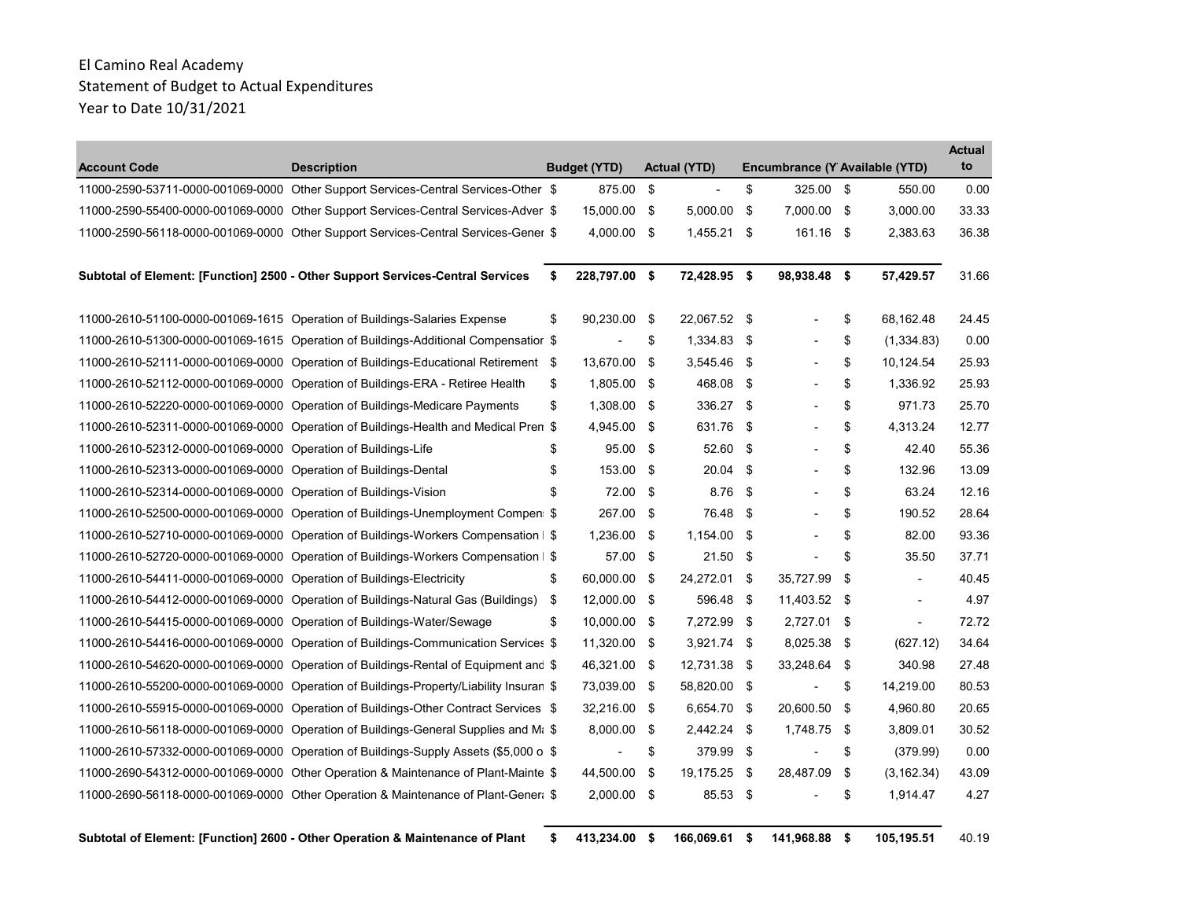El Camino Real Academy
Statement of Budget to Actual Expenditures
Year to Date 10/31/2021

| Account Code | Description | Budget (YTD) | Actual (YTD) | Encumbrance (Y | Available (YTD) | Actual to |
|---|---|---|---|---|---|---|
| 11000-2590-53711-0000-001069-0000 | Other Support Services-Central Services-Other | $ 875.00 | $ - | $ 325.00 | $ 550.00 | 0.00 |
| 11000-2590-55400-0000-001069-0000 | Other Support Services-Central Services-Adver | $ 15,000.00 | $ 5,000.00 | $ 7,000.00 | $ 3,000.00 | 33.33 |
| 11000-2590-56118-0000-001069-0000 | Other Support Services-Central Services-Gener | $ 4,000.00 | $ 1,455.21 | $ 161.16 | $ 2,383.63 | 36.38 |
| **Subtotal of Element: [Function] 2500 - Other Support Services-Central Services** | | **$ 228,797.00** | **$ 72,428.95** | **$ 98,938.48** | **$ 57,429.57** | 31.66 |
| 11000-2610-51100-0000-001069-1615 | Operation of Buildings-Salaries Expense | $ 90,230.00 | $ 22,067.52 | $ - | $ 68,162.48 | 24.45 |
| 11000-2610-51300-0000-001069-1615 | Operation of Buildings-Additional Compensatior | $ - | $ 1,334.83 | $ - | $ (1,334.83) | 0.00 |
| 11000-2610-52111-0000-001069-0000 | Operation of Buildings-Educational Retirement | $ 13,670.00 | $ 3,545.46 | $ - | $ 10,124.54 | 25.93 |
| 11000-2610-52112-0000-001069-0000 | Operation of Buildings-ERA - Retiree Health | $ 1,805.00 | $ 468.08 | $ - | $ 1,336.92 | 25.93 |
| 11000-2610-52220-0000-001069-0000 | Operation of Buildings-Medicare Payments | $ 1,308.00 | $ 336.27 | $ - | $ 971.73 | 25.70 |
| 11000-2610-52311-0000-001069-0000 | Operation of Buildings-Health and Medical Pren | $ 4,945.00 | $ 631.76 | $ - | $ 4,313.24 | 12.77 |
| 11000-2610-52312-0000-001069-0000 | Operation of Buildings-Life | $ 95.00 | $ 52.60 | $ - | $ 42.40 | 55.36 |
| 11000-2610-52313-0000-001069-0000 | Operation of Buildings-Dental | $ 153.00 | $ 20.04 | $ - | $ 132.96 | 13.09 |
| 11000-2610-52314-0000-001069-0000 | Operation of Buildings-Vision | $ 72.00 | $ 8.76 | $ - | $ 63.24 | 12.16 |
| 11000-2610-52500-0000-001069-0000 | Operation of Buildings-Unemployment Compen | $ 267.00 | $ 76.48 | $ - | $ 190.52 | 28.64 |
| 11000-2610-52710-0000-001069-0000 | Operation of Buildings-Workers Compensation | $ 1,236.00 | $ 1,154.00 | $ - | $ 82.00 | 93.36 |
| 11000-2610-52720-0000-001069-0000 | Operation of Buildings-Workers Compensation | $ 57.00 | $ 21.50 | $ - | $ 35.50 | 37.71 |
| 11000-2610-54411-0000-001069-0000 | Operation of Buildings-Electricity | $ 60,000.00 | $ 24,272.01 | $ 35,727.99 | $ - | 40.45 |
| 11000-2610-54412-0000-001069-0000 | Operation of Buildings-Natural Gas (Buildings) | $ 12,000.00 | $ 596.48 | $ 11,403.52 | $ - | 4.97 |
| 11000-2610-54415-0000-001069-0000 | Operation of Buildings-Water/Sewage | $ 10,000.00 | $ 7,272.99 | $ 2,727.01 | $ - | 72.72 |
| 11000-2610-54416-0000-001069-0000 | Operation of Buildings-Communication Services | $ 11,320.00 | $ 3,921.74 | $ 8,025.38 | $ (627.12) | 34.64 |
| 11000-2610-54620-0000-001069-0000 | Operation of Buildings-Rental of Equipment and | $ 46,321.00 | $ 12,731.38 | $ 33,248.64 | $ 340.98 | 27.48 |
| 11000-2610-55200-0000-001069-0000 | Operation of Buildings-Property/Liability Insuran | $ 73,039.00 | $ 58,820.00 | $ - | $ 14,219.00 | 80.53 |
| 11000-2610-55915-0000-001069-0000 | Operation of Buildings-Other Contract Services | $ 32,216.00 | $ 6,654.70 | $ 20,600.50 | $ 4,960.80 | 20.65 |
| 11000-2610-56118-0000-001069-0000 | Operation of Buildings-General Supplies and Ma | $ 8,000.00 | $ 2,442.24 | $ 1,748.75 | $ 3,809.01 | 30.52 |
| 11000-2610-57332-0000-001069-0000 | Operation of Buildings-Supply Assets ($5,000 o | $ - | $ 379.99 | $ - | $ (379.99) | 0.00 |
| 11000-2690-54312-0000-001069-0000 | Other Operation & Maintenance of Plant-Mainte | $ 44,500.00 | $ 19,175.25 | $ 28,487.09 | $ (3,162.34) | 43.09 |
| 11000-2690-56118-0000-001069-0000 | Other Operation & Maintenance of Plant-Genera | $ 2,000.00 | $ 85.53 | $ - | $ 1,914.47 | 4.27 |
| **Subtotal of Element: [Function] 2600 - Other Operation & Maintenance of Plant** | | **$ 413,234.00** | **$ 166,069.61** | **$ 141,968.88** | **$ 105,195.51** | 40.19 |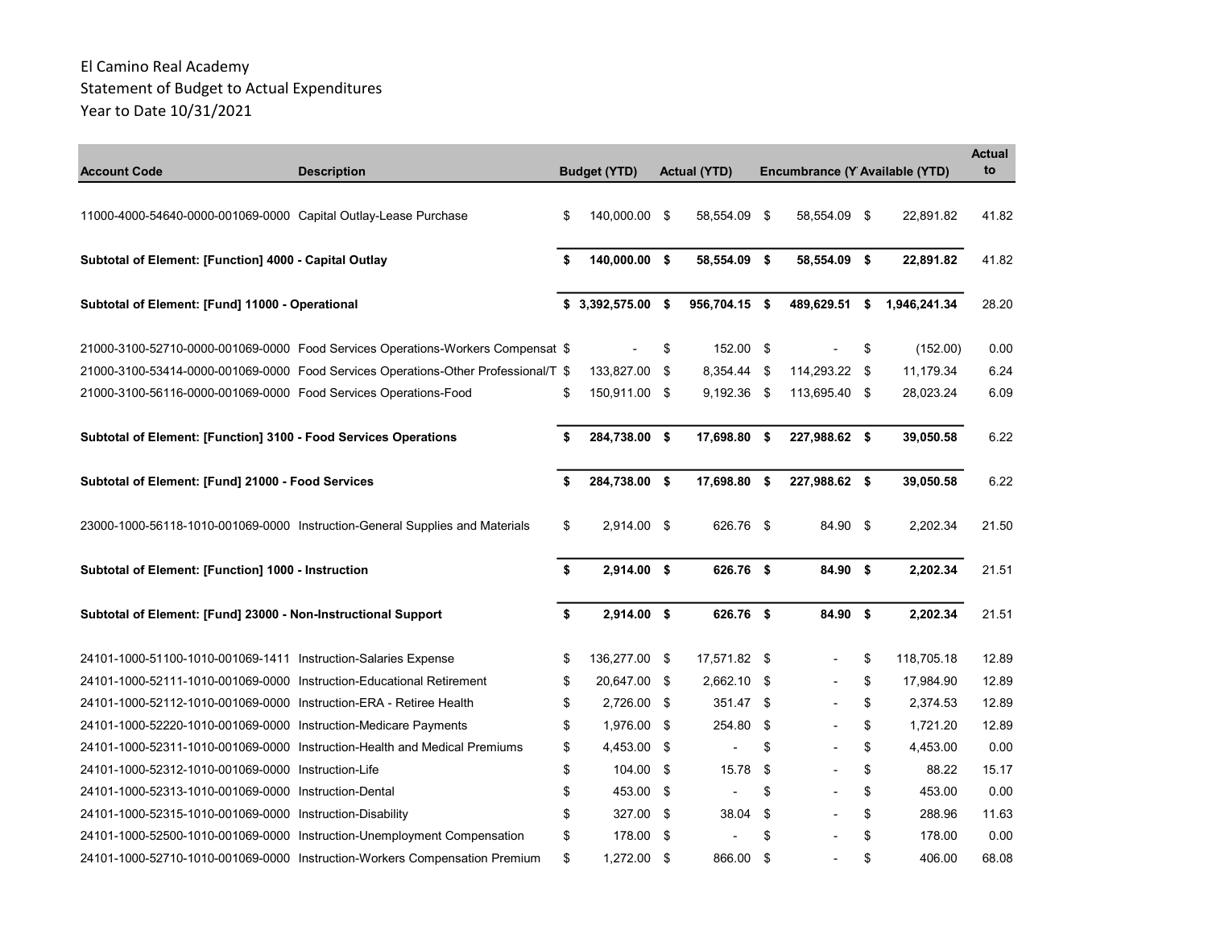El Camino Real Academy
Statement of Budget to Actual Expenditures
Year to Date 10/31/2021

| Account Code | Description | Budget (YTD) | Actual (YTD) | Encumbrance (Y | Available (YTD) | Actual to |
|---|---|---|---|---|---|---|
| 11000-4000-54640-0000-001069-0000 | Capital Outlay-Lease Purchase | $ 140,000.00 | $ 58,554.09 | $ 58,554.09 | $ 22,891.82 | 41.82 |
| **Subtotal of Element: [Function] 4000 - Capital Outlay** | | **$ 140,000.00** | **$ 58,554.09** | **$ 58,554.09** | **$ 22,891.82** | 41.82 |
| **Subtotal of Element: [Fund] 11000 - Operational** | | **$ 3,392,575.00** | **$ 956,704.15** | **$ 489,629.51** | **$ 1,946,241.34** | 28.20 |
| 21000-3100-52710-0000-001069-0000 | Food Services Operations-Workers Compensat | $ - | $ 152.00 | $ - | $ (152.00) | 0.00 |
| 21000-3100-53414-0000-001069-0000 | Food Services Operations-Other Professional/T | $ 133,827.00 | $ 8,354.44 | $ 114,293.22 | $ 11,179.34 | 6.24 |
| 21000-3100-56116-0000-001069-0000 | Food Services Operations-Food | $ 150,911.00 | $ 9,192.36 | $ 113,695.40 | $ 28,023.24 | 6.09 |
| **Subtotal of Element: [Function] 3100 - Food Services Operations** | | **$ 284,738.00** | **$ 17,698.80** | **$ 227,988.62** | **$ 39,050.58** | 6.22 |
| **Subtotal of Element: [Fund] 21000 - Food Services** | | **$ 284,738.00** | **$ 17,698.80** | **$ 227,988.62** | **$ 39,050.58** | 6.22 |
| 23000-1000-56118-1010-001069-0000 | Instruction-General Supplies and Materials | $ 2,914.00 | $ 626.76 | $ 84.90 | $ 2,202.34 | 21.50 |
| **Subtotal of Element: [Function] 1000 - Instruction** | | **$ 2,914.00** | **$ 626.76** | **$ 84.90** | **$ 2,202.34** | 21.51 |
| **Subtotal of Element: [Fund] 23000 - Non-Instructional Support** | | **$ 2,914.00** | **$ 626.76** | **$ 84.90** | **$ 2,202.34** | 21.51 |
| 24101-1000-51100-1010-001069-1411 | Instruction-Salaries Expense | $ 136,277.00 | $ 17,571.82 | $ - | $ 118,705.18 | 12.89 |
| 24101-1000-52111-1010-001069-0000 | Instruction-Educational Retirement | $ 20,647.00 | $ 2,662.10 | $ - | $ 17,984.90 | 12.89 |
| 24101-1000-52112-1010-001069-0000 | Instruction-ERA - Retiree Health | $ 2,726.00 | $ 351.47 | $ - | $ 2,374.53 | 12.89 |
| 24101-1000-52220-1010-001069-0000 | Instruction-Medicare Payments | $ 1,976.00 | $ 254.80 | $ - | $ 1,721.20 | 12.89 |
| 24101-1000-52311-1010-001069-0000 | Instruction-Health and Medical Premiums | $ 4,453.00 | $ - | $ - | $ 4,453.00 | 0.00 |
| 24101-1000-52312-1010-001069-0000 | Instruction-Life | $ 104.00 | $ 15.78 | $ - | $ 88.22 | 15.17 |
| 24101-1000-52313-1010-001069-0000 | Instruction-Dental | $ 453.00 | $ - | $ - | $ 453.00 | 0.00 |
| 24101-1000-52315-1010-001069-0000 | Instruction-Disability | $ 327.00 | $ 38.04 | $ - | $ 288.96 | 11.63 |
| 24101-1000-52500-1010-001069-0000 | Instruction-Unemployment Compensation | $ 178.00 | $ - | $ - | $ 178.00 | 0.00 |
| 24101-1000-52710-1010-001069-0000 | Instruction-Workers Compensation Premium | $ 1,272.00 | $ 866.00 | $ - | $ 406.00 | 68.08 |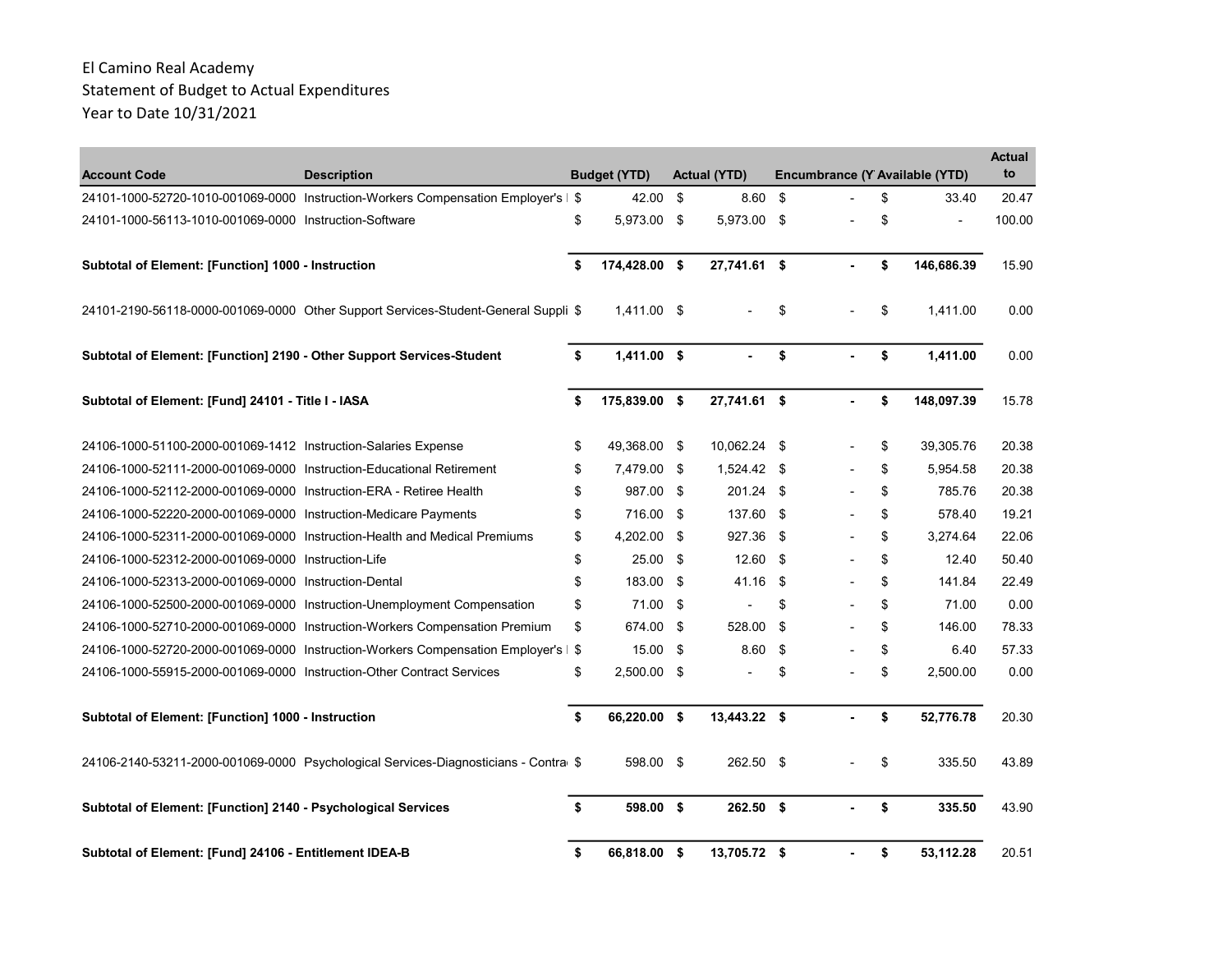El Camino Real Academy
Statement of Budget to Actual Expenditures
Year to Date 10/31/2021

| Account Code | Description | Budget (YTD) | Actual (YTD) | Encumbrance (Y | Available (YTD) | Actual to |
|---|---|---|---|---|---|---|
| 24101-1000-52720-1010-001069-0000 | Instruction-Workers Compensation Employer's | $ 42.00 | $ 8.60 | $ - | $ 33.40 | 20.47 |
| 24101-1000-56113-1010-001069-0000 | Instruction-Software | $ 5,973.00 | $ 5,973.00 | $ - | $ - | 100.00 |
| **Subtotal of Element: [Function] 1000 - Instruction** | | **$ 174,428.00** | **$ 27,741.61** | **$ -** | **$ 146,686.39** | 15.90 |
| 24101-2190-56118-0000-001069-0000 | Other Support Services-Student-General Suppli | $ 1,411.00 | $ - | $ - | $ 1,411.00 | 0.00 |
| **Subtotal of Element: [Function] 2190 - Other Support Services-Student** | | **$ 1,411.00** | **$ -** | **$ -** | **$ 1,411.00** | 0.00 |
| **Subtotal of Element: [Fund] 24101 - Title I - IASA** | | **$ 175,839.00** | **$ 27,741.61** | **$ -** | **$ 148,097.39** | 15.78 |
| 24106-1000-51100-2000-001069-1412 | Instruction-Salaries Expense | $ 49,368.00 | $ 10,062.24 | $ - | $ 39,305.76 | 20.38 |
| 24106-1000-52111-2000-001069-0000 | Instruction-Educational Retirement | $ 7,479.00 | $ 1,524.42 | $ - | $ 5,954.58 | 20.38 |
| 24106-1000-52112-2000-001069-0000 | Instruction-ERA - Retiree Health | $ 987.00 | $ 201.24 | $ - | $ 785.76 | 20.38 |
| 24106-1000-52220-2000-001069-0000 | Instruction-Medicare Payments | $ 716.00 | $ 137.60 | $ - | $ 578.40 | 19.21 |
| 24106-1000-52311-2000-001069-0000 | Instruction-Health and Medical Premiums | $ 4,202.00 | $ 927.36 | $ - | $ 3,274.64 | 22.06 |
| 24106-1000-52312-2000-001069-0000 | Instruction-Life | $ 25.00 | $ 12.60 | $ - | $ 12.40 | 50.40 |
| 24106-1000-52313-2000-001069-0000 | Instruction-Dental | $ 183.00 | $ 41.16 | $ - | $ 141.84 | 22.49 |
| 24106-1000-52500-2000-001069-0000 | Instruction-Unemployment Compensation | $ 71.00 | $ - | $ - | $ 71.00 | 0.00 |
| 24106-1000-52710-2000-001069-0000 | Instruction-Workers Compensation Premium | $ 674.00 | $ 528.00 | $ - | $ 146.00 | 78.33 |
| 24106-1000-52720-2000-001069-0000 | Instruction-Workers Compensation Employer's | $ 15.00 | $ 8.60 | $ - | $ 6.40 | 57.33 |
| 24106-1000-55915-2000-001069-0000 | Instruction-Other Contract Services | $ 2,500.00 | $ - | $ - | $ 2,500.00 | 0.00 |
| **Subtotal of Element: [Function] 1000 - Instruction** | | **$ 66,220.00** | **$ 13,443.22** | **$ -** | **$ 52,776.78** | 20.30 |
| 24106-2140-53211-2000-001069-0000 | Psychological Services-Diagnosticians - Contra | $ 598.00 | $ 262.50 | $ - | $ 335.50 | 43.89 |
| **Subtotal of Element: [Function] 2140 - Psychological Services** | | **$ 598.00** | **$ 262.50** | **$ -** | **$ 335.50** | 43.90 |
| **Subtotal of Element: [Fund] 24106 - Entitlement IDEA-B** | | **$ 66,818.00** | **$ 13,705.72** | **$ -** | **$ 53,112.28** | 20.51 |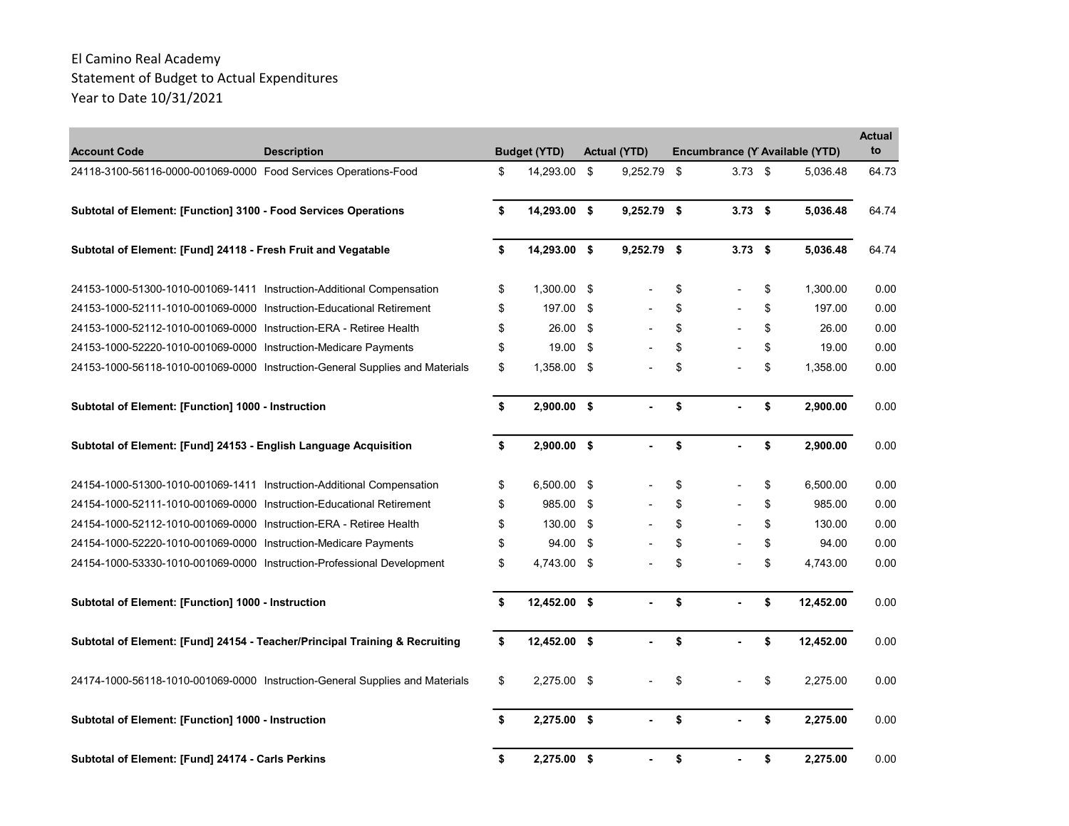El Camino Real Academy
Statement of Budget to Actual Expenditures
Year to Date 10/31/2021

| Account Code | Description | Budget (YTD) | Actual (YTD) | Encumbrance (Y | Available (YTD) | Actual to |
|---|---|---|---|---|---|---|
| 24118-3100-56116-0000-001069-0000 | Food Services Operations-Food | $ 14,293.00 | $ 9,252.79 | $ 3.73 | $ 5,036.48 | 64.73 |
| **Subtotal of Element: [Function] 3100 - Food Services Operations** | | **$ 14,293.00** | **$ 9,252.79** | **$ 3.73** | **$ 5,036.48** | 64.74 |
| **Subtotal of Element: [Fund] 24118 - Fresh Fruit and Vegatable** | | **$ 14,293.00** | **$ 9,252.79** | **$ 3.73** | **$ 5,036.48** | 64.74 |
| 24153-1000-51300-1010-001069-1411 | Instruction-Additional Compensation | $ 1,300.00 | $ - | $ - | $ 1,300.00 | 0.00 |
| 24153-1000-52111-1010-001069-0000 | Instruction-Educational Retirement | $ 197.00 | $ - | $ - | $ 197.00 | 0.00 |
| 24153-1000-52112-1010-001069-0000 | Instruction-ERA - Retiree Health | $ 26.00 | $ - | $ - | $ 26.00 | 0.00 |
| 24153-1000-52220-1010-001069-0000 | Instruction-Medicare Payments | $ 19.00 | $ - | $ - | $ 19.00 | 0.00 |
| 24153-1000-56118-1010-001069-0000 | Instruction-General Supplies and Materials | $ 1,358.00 | $ - | $ - | $ 1,358.00 | 0.00 |
| **Subtotal of Element: [Function] 1000 - Instruction** | | **$ 2,900.00** | **$ -** | **$ -** | **$ 2,900.00** | 0.00 |
| **Subtotal of Element: [Fund] 24153 - English Language Acquisition** | | **$ 2,900.00** | **$ -** | **$ -** | **$ 2,900.00** | 0.00 |
| 24154-1000-51300-1010-001069-1411 | Instruction-Additional Compensation | $ 6,500.00 | $ - | $ - | $ 6,500.00 | 0.00 |
| 24154-1000-52111-1010-001069-0000 | Instruction-Educational Retirement | $ 985.00 | $ - | $ - | $ 985.00 | 0.00 |
| 24154-1000-52112-1010-001069-0000 | Instruction-ERA - Retiree Health | $ 130.00 | $ - | $ - | $ 130.00 | 0.00 |
| 24154-1000-52220-1010-001069-0000 | Instruction-Medicare Payments | $ 94.00 | $ - | $ - | $ 94.00 | 0.00 |
| 24154-1000-53330-1010-001069-0000 | Instruction-Professional Development | $ 4,743.00 | $ - | $ - | $ 4,743.00 | 0.00 |
| **Subtotal of Element: [Function] 1000 - Instruction** | | **$ 12,452.00** | **$ -** | **$ -** | **$ 12,452.00** | 0.00 |
| **Subtotal of Element: [Fund] 24154 - Teacher/Principal Training & Recruiting** | | **$ 12,452.00** | **$ -** | **$ -** | **$ 12,452.00** | 0.00 |
| 24174-1000-56118-1010-001069-0000 | Instruction-General Supplies and Materials | $ 2,275.00 | $ - | $ - | $ 2,275.00 | 0.00 |
| **Subtotal of Element: [Function] 1000 - Instruction** | | **$ 2,275.00** | **$ -** | **$ -** | **$ 2,275.00** | 0.00 |
| **Subtotal of Element: [Fund] 24174 - Carls Perkins** | | **$ 2,275.00** | **$ -** | **$ -** | **$ 2,275.00** | 0.00 |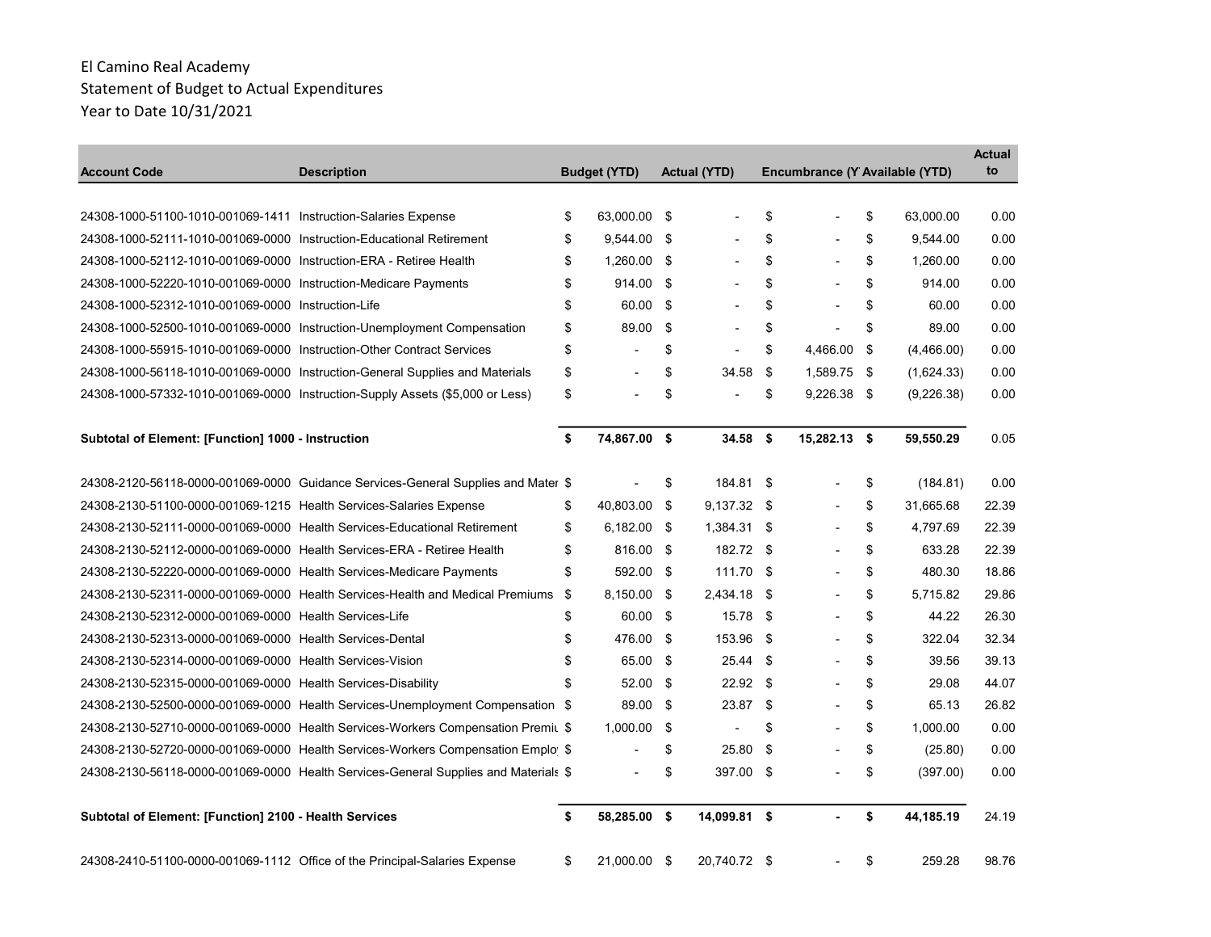El Camino Real Academy
Statement of Budget to Actual Expenditures
Year to Date 10/31/2021

| Account Code | Description | Budget (YTD) | Actual (YTD) | Encumbrance (Y | Available (YTD) | Actual to |
|---|---|---|---|---|---|---|
| 24308-1000-51100-1010-001069-1411 | Instruction-Salaries Expense | $ 63,000.00 | $ - | $ - | $ 63,000.00 | 0.00 |
| 24308-1000-52111-1010-001069-0000 | Instruction-Educational Retirement | $ 9,544.00 | $ - | $ - | $ 9,544.00 | 0.00 |
| 24308-1000-52112-1010-001069-0000 | Instruction-ERA - Retiree Health | $ 1,260.00 | $ - | $ - | $ 1,260.00 | 0.00 |
| 24308-1000-52220-1010-001069-0000 | Instruction-Medicare Payments | $ 914.00 | $ - | $ - | $ 914.00 | 0.00 |
| 24308-1000-52312-1010-001069-0000 | Instruction-Life | $ 60.00 | $ - | $ - | $ 60.00 | 0.00 |
| 24308-1000-52500-1010-001069-0000 | Instruction-Unemployment Compensation | $ 89.00 | $ - | $ - | $ 89.00 | 0.00 |
| 24308-1000-55915-1010-001069-0000 | Instruction-Other Contract Services | $ - | $ - | $ 4,466.00 | $ (4,466.00) | 0.00 |
| 24308-1000-56118-1010-001069-0000 | Instruction-General Supplies and Materials | $ - | $ 34.58 | $ 1,589.75 | $ (1,624.33) | 0.00 |
| 24308-1000-57332-1010-001069-0000 | Instruction-Supply Assets ($5,000 or Less) | $ - | $ - | $ 9,226.38 | $ (9,226.38) | 0.00 |
| **Subtotal of Element: [Function] 1000 - Instruction** | | **$ 74,867.00** | **$ 34.58** | **$ 15,282.13** | **$ 59,550.29** | 0.05 |
| 24308-2120-56118-0000-001069-0000 | Guidance Services-General Supplies and Mater | $ - | $ 184.81 | $ - | $ (184.81) | 0.00 |
| 24308-2130-51100-0000-001069-1215 | Health Services-Salaries Expense | $ 40,803.00 | $ 9,137.32 | $ - | $ 31,665.68 | 22.39 |
| 24308-2130-52111-0000-001069-0000 | Health Services-Educational Retirement | $ 6,182.00 | $ 1,384.31 | $ - | $ 4,797.69 | 22.39 |
| 24308-2130-52112-0000-001069-0000 | Health Services-ERA - Retiree Health | $ 816.00 | $ 182.72 | $ - | $ 633.28 | 22.39 |
| 24308-2130-52220-0000-001069-0000 | Health Services-Medicare Payments | $ 592.00 | $ 111.70 | $ - | $ 480.30 | 18.86 |
| 24308-2130-52311-0000-001069-0000 | Health Services-Health and Medical Premiums | $ 8,150.00 | $ 2,434.18 | $ - | $ 5,715.82 | 29.86 |
| 24308-2130-52312-0000-001069-0000 | Health Services-Life | $ 60.00 | $ 15.78 | $ - | $ 44.22 | 26.30 |
| 24308-2130-52313-0000-001069-0000 | Health Services-Dental | $ 476.00 | $ 153.96 | $ - | $ 322.04 | 32.34 |
| 24308-2130-52314-0000-001069-0000 | Health Services-Vision | $ 65.00 | $ 25.44 | $ - | $ 39.56 | 39.13 |
| 24308-2130-52315-0000-001069-0000 | Health Services-Disability | $ 52.00 | $ 22.92 | $ - | $ 29.08 | 44.07 |
| 24308-2130-52500-0000-001069-0000 | Health Services-Unemployment Compensation | $ 89.00 | $ 23.87 | $ - | $ 65.13 | 26.82 |
| 24308-2130-52710-0000-001069-0000 | Health Services-Workers Compensation Premiu | $ 1,000.00 | $ - | $ - | $ 1,000.00 | 0.00 |
| 24308-2130-52720-0000-001069-0000 | Health Services-Workers Compensation Emplo | $ - | $ 25.80 | $ - | $ (25.80) | 0.00 |
| 24308-2130-56118-0000-001069-0000 | Health Services-General Supplies and Materials | $ - | $ 397.00 | $ - | $ (397.00) | 0.00 |
| **Subtotal of Element: [Function] 2100 - Health Services** | | **$ 58,285.00** | **$ 14,099.81** | **$ -** | **$ 44,185.19** | 24.19 |
| 24308-2410-51100-0000-001069-1112 | Office of the Principal-Salaries Expense | $ 21,000.00 | $ 20,740.72 | $ - | $ 259.28 | 98.76 |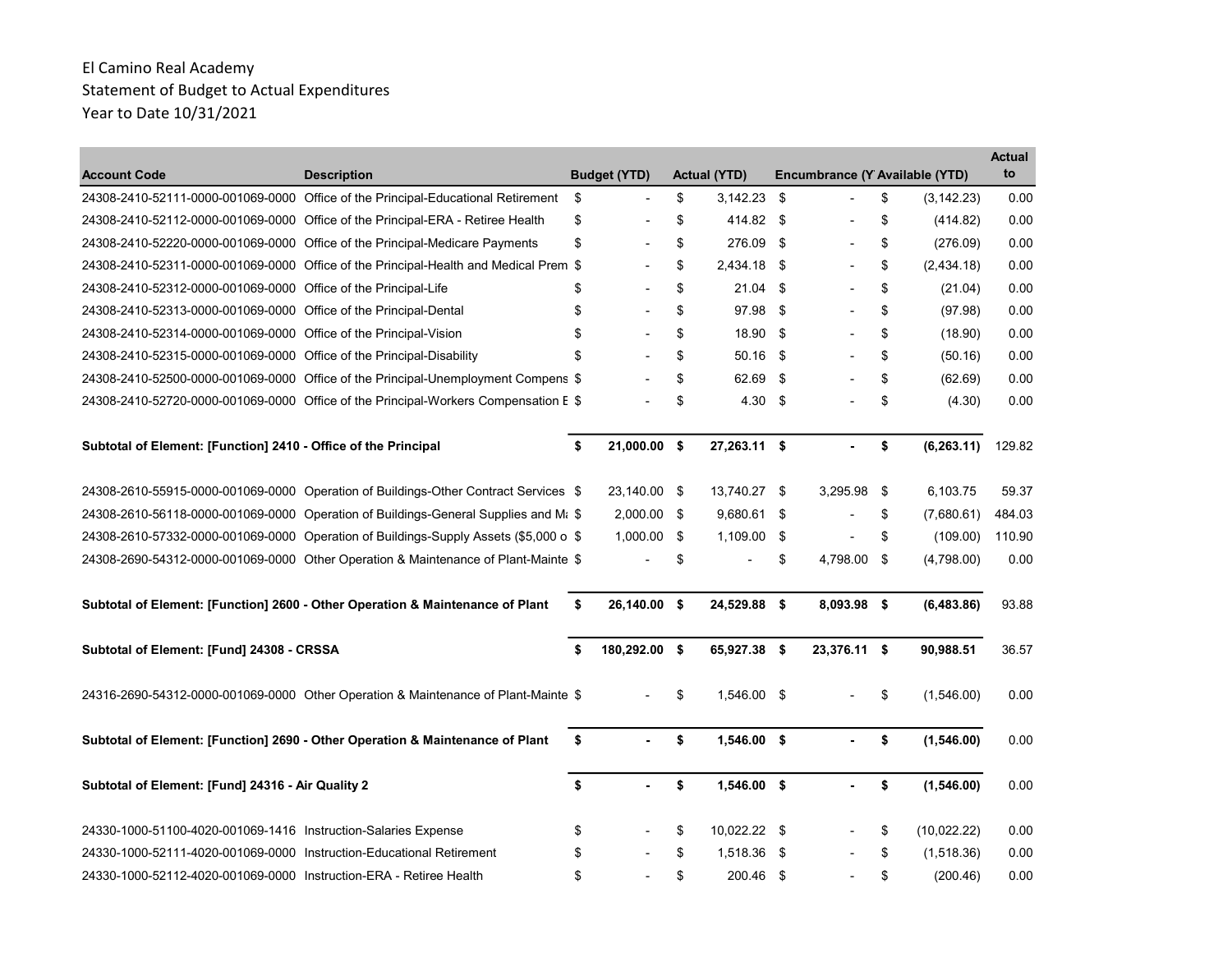El Camino Real Academy
Statement of Budget to Actual Expenditures
Year to Date 10/31/2021

| Account Code | Description | Budget (YTD) | Actual (YTD) | Encumbrance (Y | Available (YTD) | Actual to |
|---|---|---|---|---|---|---|
| 24308-2410-52111-0000-001069-0000 | Office of the Principal-Educational Retirement | $ - | $ 3,142.23 | $ - | $ (3,142.23) | 0.00 |
| 24308-2410-52112-0000-001069-0000 | Office of the Principal-ERA - Retiree Health | $ - | $ 414.82 | $ - | $ (414.82) | 0.00 |
| 24308-2410-52220-0000-001069-0000 | Office of the Principal-Medicare Payments | $ - | $ 276.09 | $ - | $ (276.09) | 0.00 |
| 24308-2410-52311-0000-001069-0000 | Office of the Principal-Health and Medical Prem | $ - | $ 2,434.18 | $ - | $ (2,434.18) | 0.00 |
| 24308-2410-52312-0000-001069-0000 | Office of the Principal-Life | $ - | $ 21.04 | $ - | $ (21.04) | 0.00 |
| 24308-2410-52313-0000-001069-0000 | Office of the Principal-Dental | $ - | $ 97.98 | $ - | $ (97.98) | 0.00 |
| 24308-2410-52314-0000-001069-0000 | Office of the Principal-Vision | $ - | $ 18.90 | $ - | $ (18.90) | 0.00 |
| 24308-2410-52315-0000-001069-0000 | Office of the Principal-Disability | $ - | $ 50.16 | $ - | $ (50.16) | 0.00 |
| 24308-2410-52500-0000-001069-0000 | Office of the Principal-Unemployment Compens | $ - | $ 62.69 | $ - | $ (62.69) | 0.00 |
| 24308-2410-52720-0000-001069-0000 | Office of the Principal-Workers Compensation E | $ - | $ 4.30 | $ - | $ (4.30) | 0.00 |
| **Subtotal of Element: [Function] 2410 - Office of the Principal** | | **$ 21,000.00** | **$ 27,263.11** | **$ -** | **$ (6,263.11)** | 129.82 |
| 24308-2610-55915-0000-001069-0000 | Operation of Buildings-Other Contract Services | $ 23,140.00 | $ 13,740.27 | $ 3,295.98 | $ 6,103.75 | 59.37 |
| 24308-2610-56118-0000-001069-0000 | Operation of Buildings-General Supplies and Ma | $ 2,000.00 | $ 9,680.61 | $ - | $ (7,680.61) | 484.03 |
| 24308-2610-57332-0000-001069-0000 | Operation of Buildings-Supply Assets ($5,000 o | $ 1,000.00 | $ 1,109.00 | $ - | $ (109.00) | 110.90 |
| 24308-2690-54312-0000-001069-0000 | Other Operation & Maintenance of Plant-Mainte | $ - | $ - | $ 4,798.00 | $ (4,798.00) | 0.00 |
| **Subtotal of Element: [Function] 2600 - Other Operation & Maintenance of Plant** | | **$ 26,140.00** | **$ 24,529.88** | **$ 8,093.98** | **$ (6,483.86)** | 93.88 |
| **Subtotal of Element: [Fund] 24308 - CRSSA** | | **$ 180,292.00** | **$ 65,927.38** | **$ 23,376.11** | **$ 90,988.51** | 36.57 |
| 24316-2690-54312-0000-001069-0000 | Other Operation & Maintenance of Plant-Mainte | $ - | $ 1,546.00 | $ - | $ (1,546.00) | 0.00 |
| **Subtotal of Element: [Function] 2690 - Other Operation & Maintenance of Plant** | | **$ -** | **$ 1,546.00** | **$ -** | **$ (1,546.00)** | 0.00 |
| **Subtotal of Element: [Fund] 24316 - Air Quality 2** | | **$ -** | **$ 1,546.00** | **$ -** | **$ (1,546.00)** | 0.00 |
| 24330-1000-51100-4020-001069-1416 | Instruction-Salaries Expense | $ - | $ 10,022.22 | $ - | $ (10,022.22) | 0.00 |
| 24330-1000-52111-4020-001069-0000 | Instruction-Educational Retirement | $ - | $ 1,518.36 | $ - | $ (1,518.36) | 0.00 |
| 24330-1000-52112-4020-001069-0000 | Instruction-ERA - Retiree Health | $ - | $ 200.46 | $ - | $ (200.46) | 0.00 |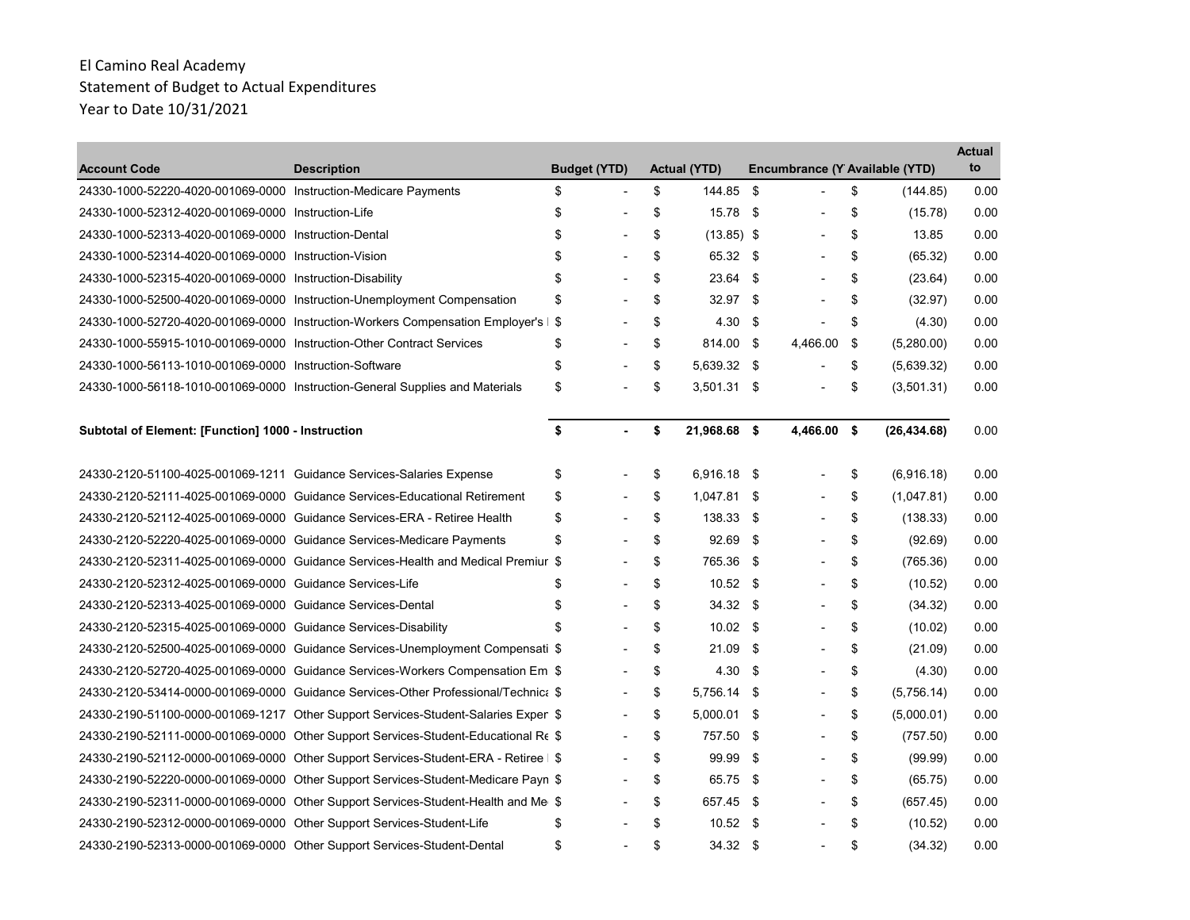El Camino Real Academy
Statement of Budget to Actual Expenditures
Year to Date 10/31/2021

| Account Code | Description | Budget (YTD) | Actual (YTD) | Encumbrance (Y | Available (YTD) | Actual to |
|---|---|---|---|---|---|---|
| 24330-1000-52220-4020-001069-0000 | Instruction-Medicare Payments | $ - | $ 144.85 | $ - | $ (144.85) | 0.00 |
| 24330-1000-52312-4020-001069-0000 | Instruction-Life | $ - | $ 15.78 | $ - | $ (15.78) | 0.00 |
| 24330-1000-52313-4020-001069-0000 | Instruction-Dental | $ - | $ (13.85) | $ - | $ 13.85 | 0.00 |
| 24330-1000-52314-4020-001069-0000 | Instruction-Vision | $ - | $ 65.32 | $ - | $ (65.32) | 0.00 |
| 24330-1000-52315-4020-001069-0000 | Instruction-Disability | $ - | $ 23.64 | $ - | $ (23.64) | 0.00 |
| 24330-1000-52500-4020-001069-0000 | Instruction-Unemployment Compensation | $ - | $ 32.97 | $ - | $ (32.97) | 0.00 |
| 24330-1000-52720-4020-001069-0000 | Instruction-Workers Compensation Employer's | $ - | $ 4.30 | $ - | $ (4.30) | 0.00 |
| 24330-1000-55915-1010-001069-0000 | Instruction-Other Contract Services | $ - | $ 814.00 | $ 4,466.00 | $ (5,280.00) | 0.00 |
| 24330-1000-56113-1010-001069-0000 | Instruction-Software | $ - | $ 5,639.32 | $ - | $ (5,639.32) | 0.00 |
| 24330-1000-56118-1010-001069-0000 | Instruction-General Supplies and Materials | $ - | $ 3,501.31 | $ - | $ (3,501.31) | 0.00 |
| **Subtotal of Element: [Function] 1000 - Instruction** | | **$ -** | **$ 21,968.68** | **$ 4,466.00** | **$ (26,434.68)** | 0.00 |
| 24330-2120-51100-4025-001069-1211 | Guidance Services-Salaries Expense | $ - | $ 6,916.18 | $ - | $ (6,916.18) | 0.00 |
| 24330-2120-52111-4025-001069-0000 | Guidance Services-Educational Retirement | $ - | $ 1,047.81 | $ - | $ (1,047.81) | 0.00 |
| 24330-2120-52112-4025-001069-0000 | Guidance Services-ERA - Retiree Health | $ - | $ 138.33 | $ - | $ (138.33) | 0.00 |
| 24330-2120-52220-4025-001069-0000 | Guidance Services-Medicare Payments | $ - | $ 92.69 | $ - | $ (92.69) | 0.00 |
| 24330-2120-52311-4025-001069-0000 | Guidance Services-Health and Medical Premiur | $ - | $ 765.36 | $ - | $ (765.36) | 0.00 |
| 24330-2120-52312-4025-001069-0000 | Guidance Services-Life | $ - | $ 10.52 | $ - | $ (10.52) | 0.00 |
| 24330-2120-52313-4025-001069-0000 | Guidance Services-Dental | $ - | $ 34.32 | $ - | $ (34.32) | 0.00 |
| 24330-2120-52315-4025-001069-0000 | Guidance Services-Disability | $ - | $ 10.02 | $ - | $ (10.02) | 0.00 |
| 24330-2120-52500-4025-001069-0000 | Guidance Services-Unemployment Compensati | $ - | $ 21.09 | $ - | $ (21.09) | 0.00 |
| 24330-2120-52720-4025-001069-0000 | Guidance Services-Workers Compensation Em | $ - | $ 4.30 | $ - | $ (4.30) | 0.00 |
| 24330-2120-53414-0000-001069-0000 | Guidance Services-Other Professional/Technica | $ - | $ 5,756.14 | $ - | $ (5,756.14) | 0.00 |
| 24330-2190-51100-0000-001069-1217 | Other Support Services-Student-Salaries Exper | $ - | $ 5,000.01 | $ - | $ (5,000.01) | 0.00 |
| 24330-2190-52111-0000-001069-0000 | Other Support Services-Student-Educational Re | $ - | $ 757.50 | $ - | $ (757.50) | 0.00 |
| 24330-2190-52112-0000-001069-0000 | Other Support Services-Student-ERA - Retiree | $ - | $ 99.99 | $ - | $ (99.99) | 0.00 |
| 24330-2190-52220-0000-001069-0000 | Other Support Services-Student-Medicare Payn | $ - | $ 65.75 | $ - | $ (65.75) | 0.00 |
| 24330-2190-52311-0000-001069-0000 | Other Support Services-Student-Health and Me | $ - | $ 657.45 | $ - | $ (657.45) | 0.00 |
| 24330-2190-52312-0000-001069-0000 | Other Support Services-Student-Life | $ - | $ 10.52 | $ - | $ (10.52) | 0.00 |
| 24330-2190-52313-0000-001069-0000 | Other Support Services-Student-Dental | $ - | $ 34.32 | $ - | $ (34.32) | 0.00 |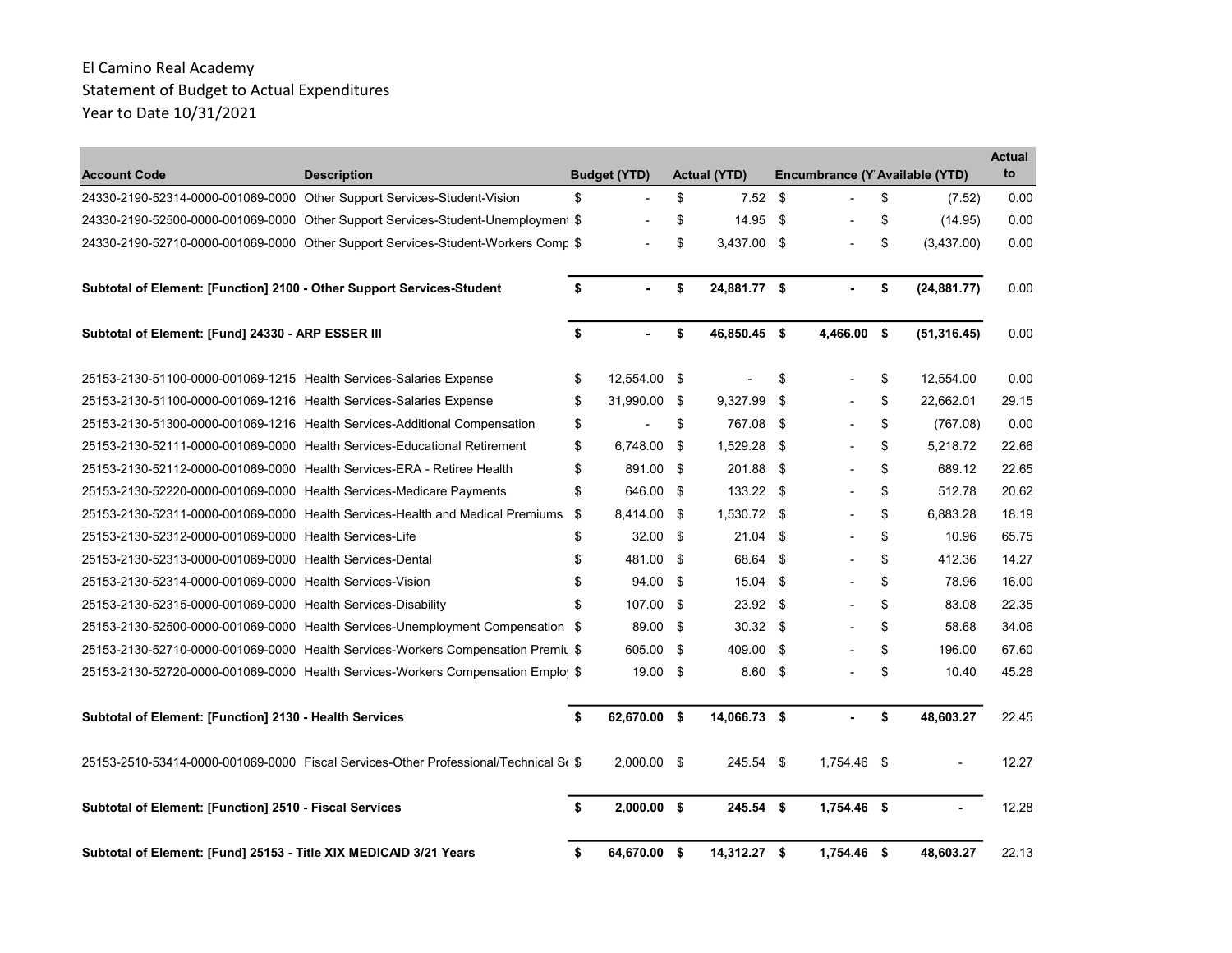El Camino Real Academy
Statement of Budget to Actual Expenditures
Year to Date 10/31/2021

| Account Code | Description | Budget (YTD) | Actual (YTD) | Encumbrance (Y | Available (YTD) | Actual to |
|---|---|---|---|---|---|---|
| 24330-2190-52314-0000-001069-0000 | Other Support Services-Student-Vision | $ - | $ 7.52 | $ - | $ (7.52) | 0.00 |
| 24330-2190-52500-0000-001069-0000 | Other Support Services-Student-Unemploymen | $ - | $ 14.95 | $ - | $ (14.95) | 0.00 |
| 24330-2190-52710-0000-001069-0000 | Other Support Services-Student-Workers Comp | $ - | $ 3,437.00 | $ - | $ (3,437.00) | 0.00 |
| **Subtotal of Element: [Function] 2100 - Other Support Services-Student** | | **$ -** | **$ 24,881.77** | **$ -** | **$ (24,881.77)** | 0.00 |
| **Subtotal of Element: [Fund] 24330 - ARP ESSER III** | | **$ -** | **$ 46,850.45** | **$ 4,466.00** | **$ (51,316.45)** | 0.00 |
| 25153-2130-51100-0000-001069-1215 | Health Services-Salaries Expense | $ 12,554.00 | $ - | $ - | $ 12,554.00 | 0.00 |
| 25153-2130-51100-0000-001069-1216 | Health Services-Salaries Expense | $ 31,990.00 | $ 9,327.99 | $ - | $ 22,662.01 | 29.15 |
| 25153-2130-51300-0000-001069-1216 | Health Services-Additional Compensation | $ - | $ 767.08 | $ - | $ (767.08) | 0.00 |
| 25153-2130-52111-0000-001069-0000 | Health Services-Educational Retirement | $ 6,748.00 | $ 1,529.28 | $ - | $ 5,218.72 | 22.66 |
| 25153-2130-52112-0000-001069-0000 | Health Services-ERA - Retiree Health | $ 891.00 | $ 201.88 | $ - | $ 689.12 | 22.65 |
| 25153-2130-52220-0000-001069-0000 | Health Services-Medicare Payments | $ 646.00 | $ 133.22 | $ - | $ 512.78 | 20.62 |
| 25153-2130-52311-0000-001069-0000 | Health Services-Health and Medical Premiums | $ 8,414.00 | $ 1,530.72 | $ - | $ 6,883.28 | 18.19 |
| 25153-2130-52312-0000-001069-0000 | Health Services-Life | $ 32.00 | $ 21.04 | $ - | $ 10.96 | 65.75 |
| 25153-2130-52313-0000-001069-0000 | Health Services-Dental | $ 481.00 | $ 68.64 | $ - | $ 412.36 | 14.27 |
| 25153-2130-52314-0000-001069-0000 | Health Services-Vision | $ 94.00 | $ 15.04 | $ - | $ 78.96 | 16.00 |
| 25153-2130-52315-0000-001069-0000 | Health Services-Disability | $ 107.00 | $ 23.92 | $ - | $ 83.08 | 22.35 |
| 25153-2130-52500-0000-001069-0000 | Health Services-Unemployment Compensation | $ 89.00 | $ 30.32 | $ - | $ 58.68 | 34.06 |
| 25153-2130-52710-0000-001069-0000 | Health Services-Workers Compensation Premiu | $ 605.00 | $ 409.00 | $ - | $ 196.00 | 67.60 |
| 25153-2130-52720-0000-001069-0000 | Health Services-Workers Compensation Emplo | $ 19.00 | $ 8.60 | $ - | $ 10.40 | 45.26 |
| **Subtotal of Element: [Function] 2130 - Health Services** | | **$ 62,670.00** | **$ 14,066.73** | **$ -** | **$ 48,603.27** | 22.45 |
| 25153-2510-53414-0000-001069-0000 | Fiscal Services-Other Professional/Technical S | $ 2,000.00 | $ 245.54 | $ 1,754.46 | $ - | 12.27 |
| **Subtotal of Element: [Function] 2510 - Fiscal Services** | | **$ 2,000.00** | **$ 245.54** | **$ 1,754.46** | **$ -** | 12.28 |
| **Subtotal of Element: [Fund] 25153 - Title XIX MEDICAID 3/21 Years** | | **$ 64,670.00** | **$ 14,312.27** | **$ 1,754.46** | **$ 48,603.27** | 22.13 |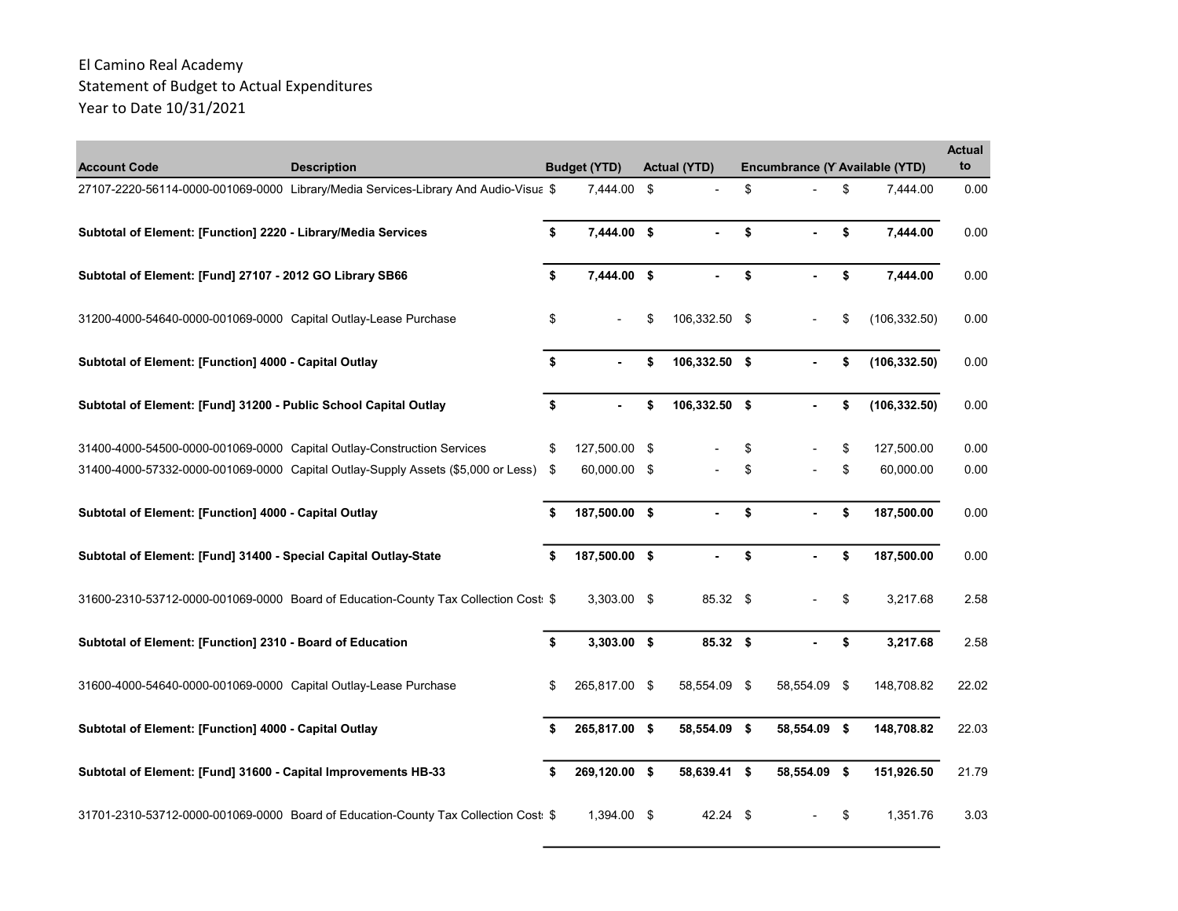El Camino Real Academy
Statement of Budget to Actual Expenditures
Year to Date 10/31/2021

| Account Code | Description | Budget (YTD) | Actual (YTD) | Encumbrance (Y | Available (YTD) | Actual to |
|---|---|---|---|---|---|---|
| 27107-2220-56114-0000-001069-0000 | Library/Media Services-Library And Audio-Visua | $ 7,444.00 | $ - | $ - | $ 7,444.00 | 0.00 |
| **Subtotal of Element: [Function] 2220 - Library/Media Services** | | **$ 7,444.00** | **$ -** | **$ -** | **$ 7,444.00** | 0.00 |
| **Subtotal of Element: [Fund] 27107 - 2012 GO Library SB66** | | **$ 7,444.00** | **$ -** | **$ -** | **$ 7,444.00** | 0.00 |
| 31200-4000-54640-0000-001069-0000 | Capital Outlay-Lease Purchase | $ - | $ 106,332.50 | $ - | $ (106,332.50) | 0.00 |
| **Subtotal of Element: [Function] 4000 - Capital Outlay** | | **$ -** | **$ 106,332.50** | **$ -** | **$ (106,332.50)** | 0.00 |
| **Subtotal of Element: [Fund] 31200 - Public School Capital Outlay** | | **$ -** | **$ 106,332.50** | **$ -** | **$ (106,332.50)** | 0.00 |
| 31400-4000-54500-0000-001069-0000 | Capital Outlay-Construction Services | $ 127,500.00 | $ - | $ - | $ 127,500.00 | 0.00 |
| 31400-4000-57332-0000-001069-0000 | Capital Outlay-Supply Assets ($5,000 or Less) | $ 60,000.00 | $ - | $ - | $ 60,000.00 | 0.00 |
| **Subtotal of Element: [Function] 4000 - Capital Outlay** | | **$ 187,500.00** | **$ -** | **$ -** | **$ 187,500.00** | 0.00 |
| **Subtotal of Element: [Fund] 31400 - Special Capital Outlay-State** | | **$ 187,500.00** | **$ -** | **$ -** | **$ 187,500.00** | 0.00 |
| 31600-2310-53712-0000-001069-0000 | Board of Education-County Tax Collection Cost | $ 3,303.00 | $ 85.32 | $ - | $ 3,217.68 | 2.58 |
| **Subtotal of Element: [Function] 2310 - Board of Education** | | **$ 3,303.00** | **$ 85.32** | **$ -** | **$ 3,217.68** | 2.58 |
| 31600-4000-54640-0000-001069-0000 | Capital Outlay-Lease Purchase | $ 265,817.00 | $ 58,554.09 | $ 58,554.09 | $ 148,708.82 | 22.02 |
| **Subtotal of Element: [Function] 4000 - Capital Outlay** | | **$ 265,817.00** | **$ 58,554.09** | **$ 58,554.09** | **$ 148,708.82** | 22.03 |
| **Subtotal of Element: [Fund] 31600 - Capital Improvements HB-33** | | **$ 269,120.00** | **$ 58,639.41** | **$ 58,554.09** | **$ 151,926.50** | 21.79 |
| 31701-2310-53712-0000-001069-0000 | Board of Education-County Tax Collection Cost | $ 1,394.00 | $ 42.24 | $ - | $ 1,351.76 | 3.03 |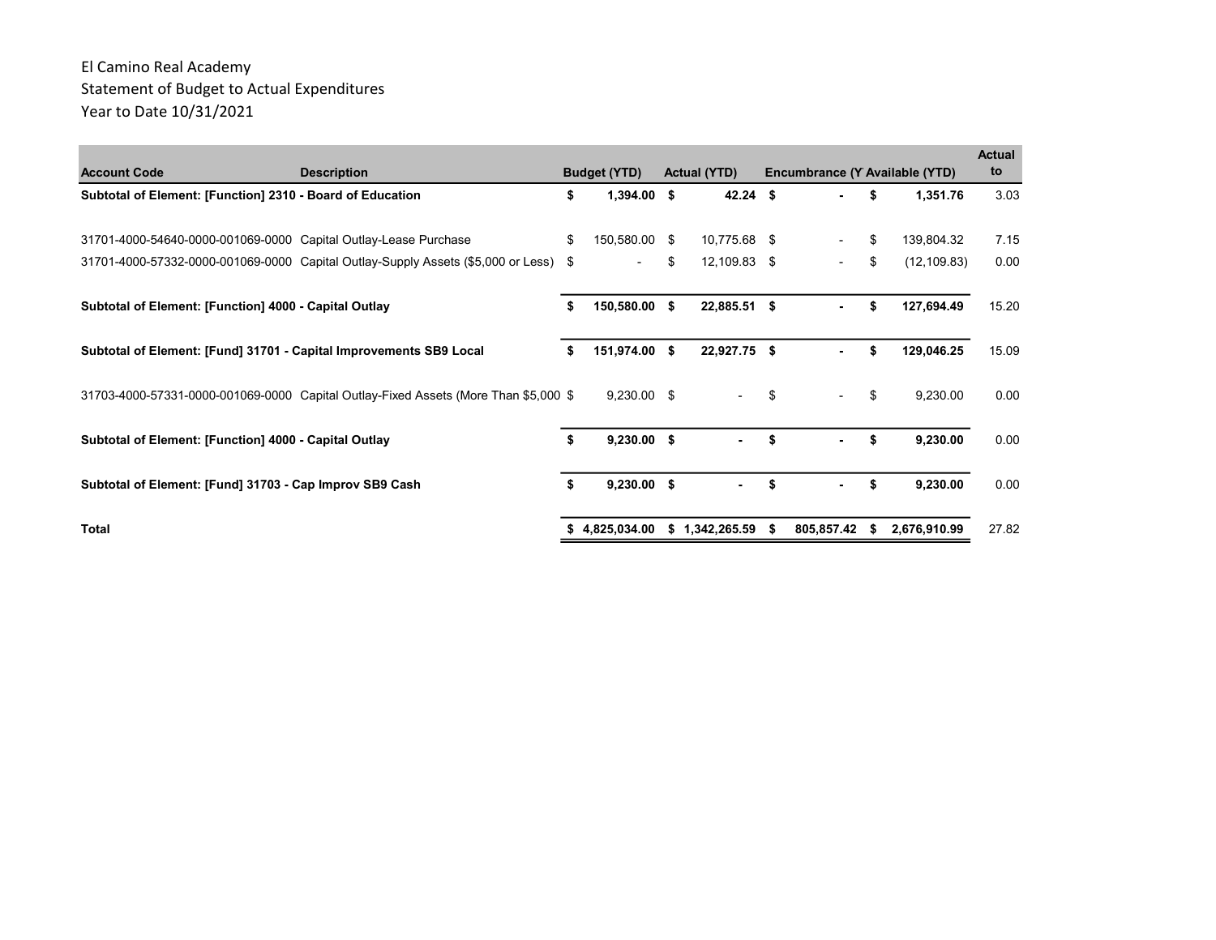El Camino Real Academy
Statement of Budget to Actual Expenditures
Year to Date 10/31/2021

| Account Code | Description | Budget (YTD) | Actual (YTD) | Encumbrance (Y | Available (YTD) | Actual to |
|---|---|---|---|---|---|---|
| **Subtotal of Element: [Function] 2310 - Board of Education** | | **$ 1,394.00** | **$ 42.24** | **$ -** | **$ 1,351.76** | 3.03 |
| 31701-4000-54640-0000-001069-0000 | Capital Outlay-Lease Purchase | $ 150,580.00 | $ 10,775.68 | $ - | $ 139,804.32 | 7.15 |
| 31701-4000-57332-0000-001069-0000 | Capital Outlay-Supply Assets ($5,000 or Less) | $ - | $ 12,109.83 | $ - | $ (12,109.83) | 0.00 |
| **Subtotal of Element: [Function] 4000 - Capital Outlay** | | **$ 150,580.00** | **$ 22,885.51** | **$ -** | **$ 127,694.49** | 15.20 |
| **Subtotal of Element: [Fund] 31701 - Capital Improvements SB9 Local** | | **$ 151,974.00** | **$ 22,927.75** | **$ -** | **$ 129,046.25** | 15.09 |
| 31703-4000-57331-0000-001069-0000 | Capital Outlay-Fixed Assets (More Than $5,000 | $ 9,230.00 | $ - | $ - | $ 9,230.00 | 0.00 |
| **Subtotal of Element: [Function] 4000 - Capital Outlay** | | **$ 9,230.00** | **$ -** | **$ -** | **$ 9,230.00** | 0.00 |
| **Subtotal of Element: [Fund] 31703 - Cap Improv SB9 Cash** | | **$ 9,230.00** | **$ -** | **$ -** | **$ 9,230.00** | 0.00 |
| **Total** | | **$ 4,825,034.00** | **$ 1,342,265.59** | **$ 805,857.42** | **$ 2,676,910.99** | 27.82 |